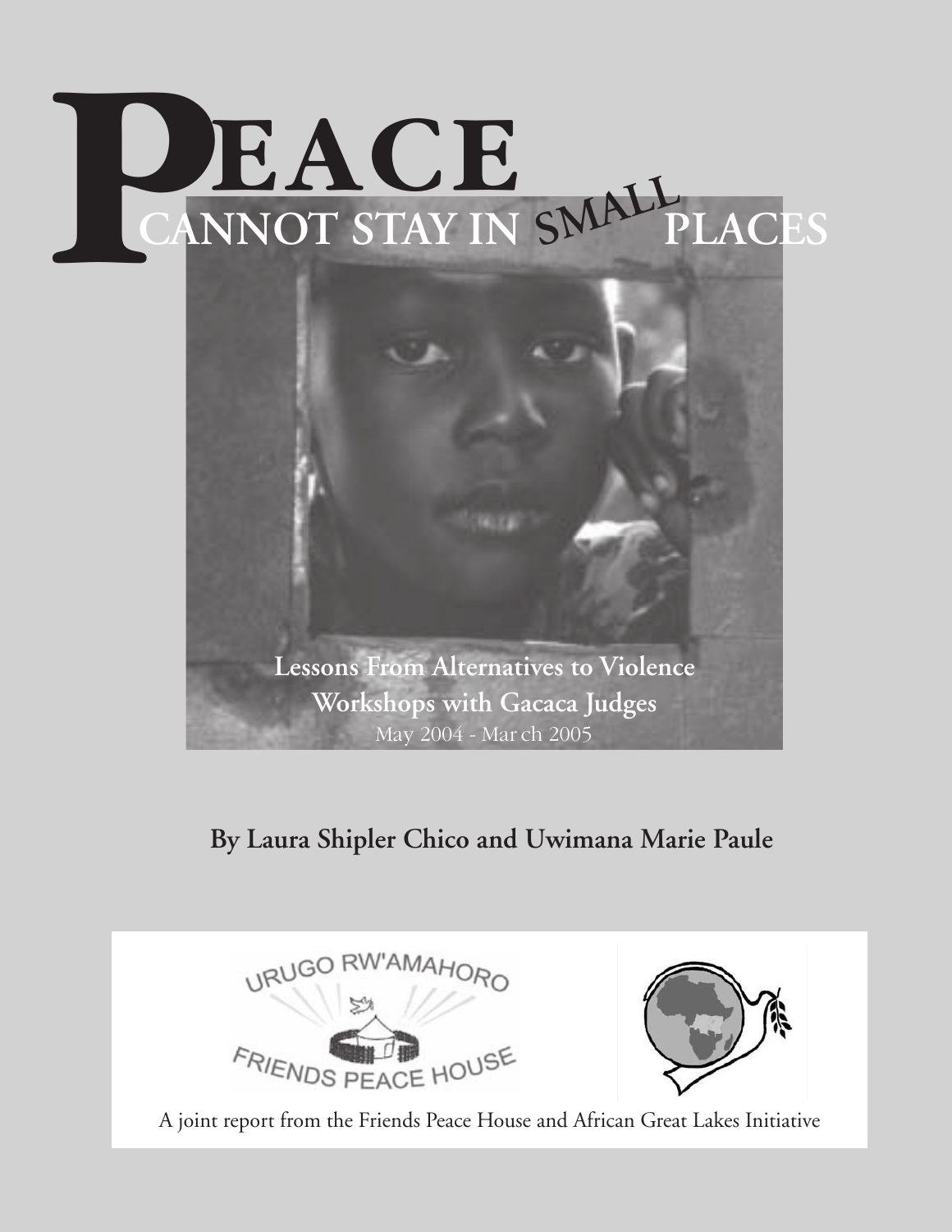# PEACE CANNOT STAY IN SMALL PLACES

**Lessons From Alternatives to Violence Workshops with Gacaca Judges**

May 2004 - March 2005

**By Laura Shipler Chico and Uwimana Marie Paule**

URUGO RW'AMAHORO

FRIENDS PEACE HOUSE

A joint report from the Friends Peace House and African Great Lakes Initiative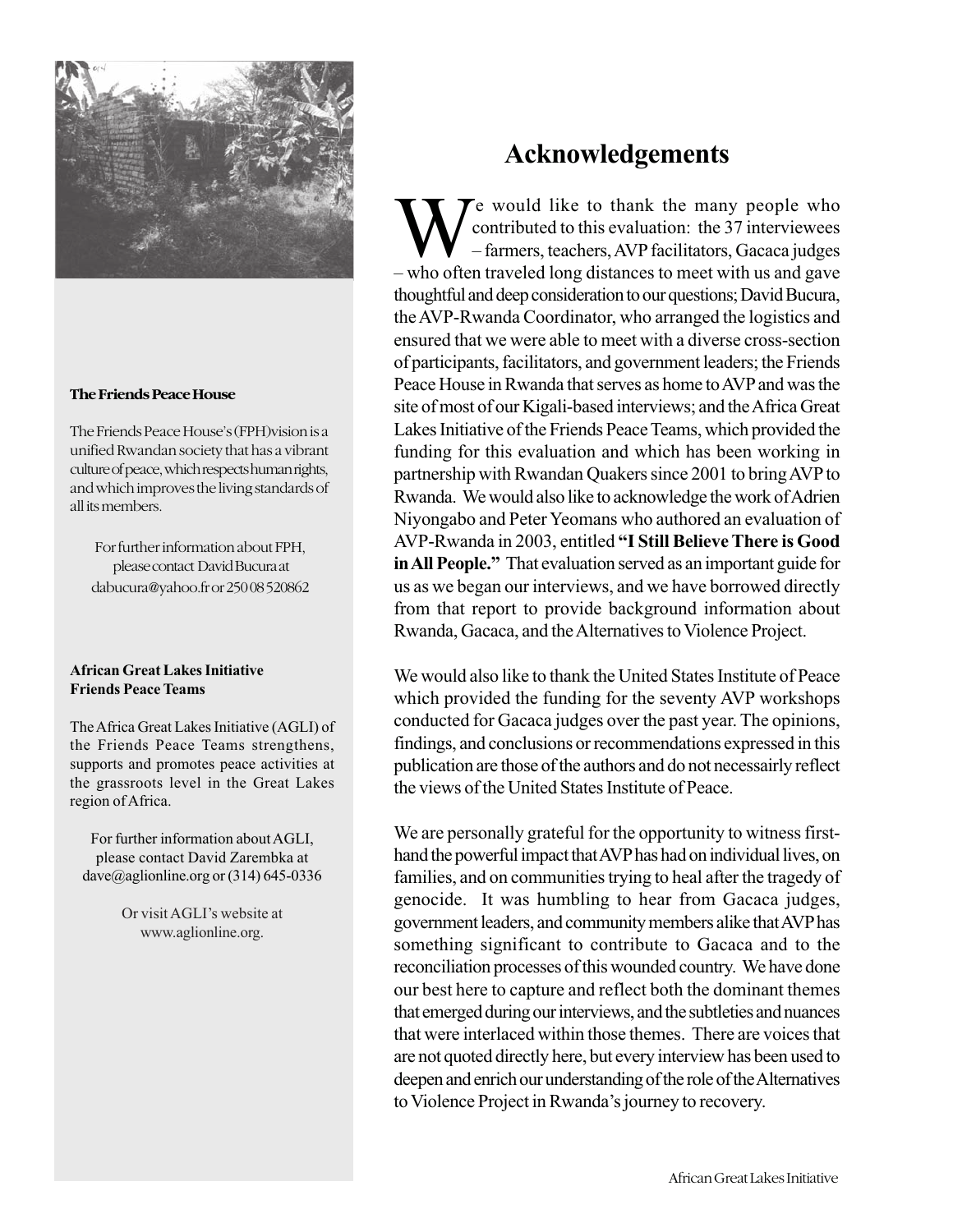## The Friends Peace House

The Friends Peace House's (FPH)vision is a unified Rwandan society that has a vibrant culture of peace, which respects human rights, and which improves the living standards of all its members.

For further information about FPH, please contact David Bucura at dabucura@yahoo.fr or 250 08 520862

## African Great Lakes Initiative Friends Peace Teams

The Africa Great Lakes Initiative (AGLI) of the Friends Peace Teams strengthens, supports and promotes peace activities at the grassroots level in the Great Lakes region of Africa.

For further information about AGLI, please contact David Zarembka at dave@aglionline.org or (314) 645-0336

Or visit AGLI's website at www.aglionline.org.

# Acknowledgements

We would like to thank the many people who contributed to this evaluation: the 37 interviewees – farmers, teachers, AVP facilitators, Gacaca judges – who often traveled long distances to meet with us and gave thoughtful and deep consideration to our questions; David Bucura, the AVP-Rwanda Coordinator, who arranged the logistics and ensured that we were able to meet with a diverse cross-section of participants, facilitators, and government leaders; the Friends Peace House in Rwanda that serves as home to AVP and was the site of most of our Kigali-based interviews; and the Africa Great Lakes Initiative of the Friends Peace Teams, which provided the funding for this evaluation and which has been working in partnership with Rwandan Quakers since 2001 to bring AVP to Rwanda. We would also like to acknowledge the work of Adrien Niyongabo and Peter Yeomans who authored an evaluation of AVP-Rwanda in 2003, entitled **"I Still Believe There is Good in All People."** That evaluation served as an important guide for us as we began our interviews, and we have borrowed directly from that report to provide background information about Rwanda, Gacaca, and the Alternatives to Violence Project.

We would also like to thank the United States Institute of Peace which provided the funding for the seventy AVP workshops conducted for Gacaca judges over the past year. The opinions, findings, and conclusions or recommendations expressed in this publication are those of the authors and do not necessarily reflect the views of the United States Institute of Peace.

We are personally grateful for the opportunity to witness first-hand the powerful impact that AVP has had on individual lives, on families, and on communities trying to heal after the tragedy of genocide. It was humbling to hear from Gacaca judges, government leaders, and community members alike that AVP has something significant to contribute to Gacaca and to the reconciliation processes of this wounded country. We have done our best here to capture and reflect both the dominant themes that emerged during our interviews, and the subtleties and nuances that were interlaced within those themes. There are voices that are not quoted directly here, but every interview has been used to deepen and enrich our understanding of the role of the Alternatives to Violence Project in Rwanda's journey to recovery.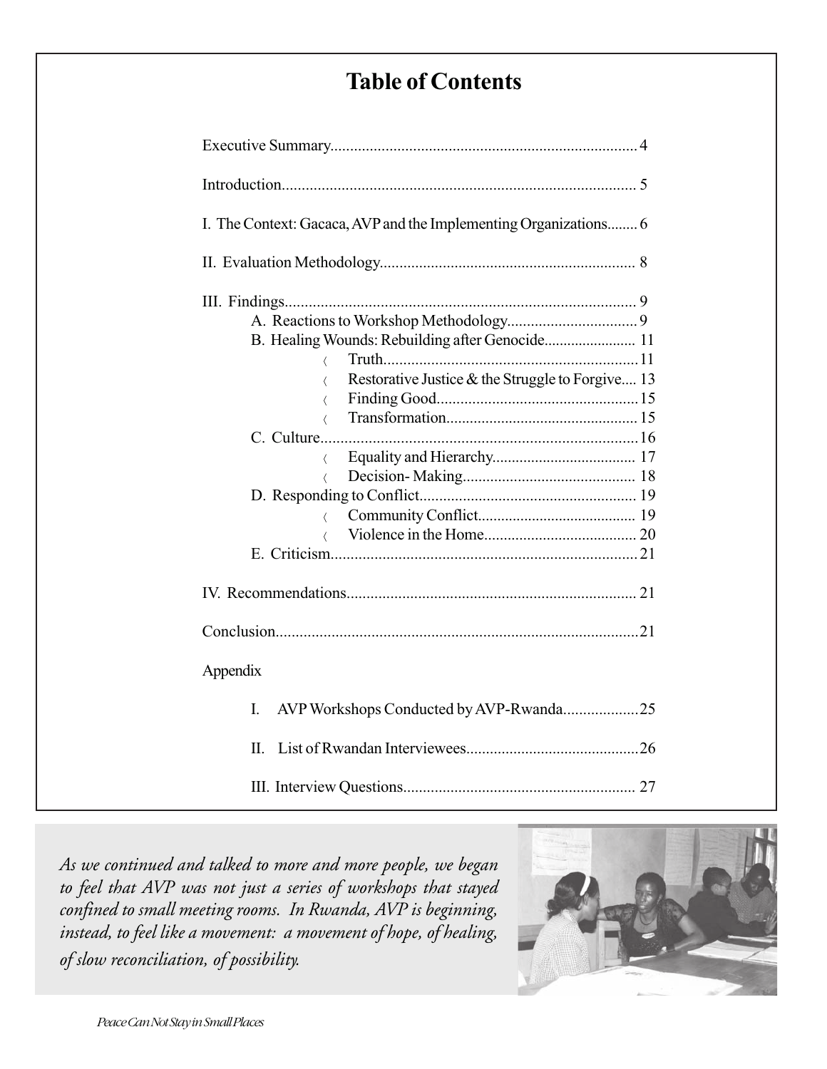# Table of Contents

Executive Summary.............................................................................. 4

Introduction........................................................................................ 5

I. The Context: Gacaca, AVP and the Implementing Organizations........ 6

II. Evaluation Methodology................................................................ 8

III. Findings........................................................................................ 9

- A. Reactions to Workshop Methodology................................. 9
- B. Healing Wounds: Rebuilding after Genocide........................ 11
  - Truth................................................................. 11
  - Restorative Justice & the Struggle to Forgive.... 13
  - Finding Good.................................................... 15
  - Transformation................................................. 15
- C. Culture................................................................................ 16
  - Equality and Hierarchy..................................... 17
  - Decision- Making............................................. 18
- D. Responding to Conflict....................................................... 19
  - Community Conflict......................................... 19
  - Violence in the Home....................................... 20
- E. Criticism.............................................................................. 21

IV. Recommendations......................................................................... 21

Conclusion........................................................................................... 21

Appendix

- I. AVP Workshops Conducted by AVP-Rwanda...................25
- II. List of Rwandan Interviewees............................................26
- III. Interview Questions.......................................................... 27

*As we continued and talked to more and more people, we began to feel that AVP was not just a series of workshops that stayed confined to small meeting rooms. In Rwanda, AVP is beginning, instead, to feel like a movement: a movement of hope, of healing, of slow reconciliation, of possibility.*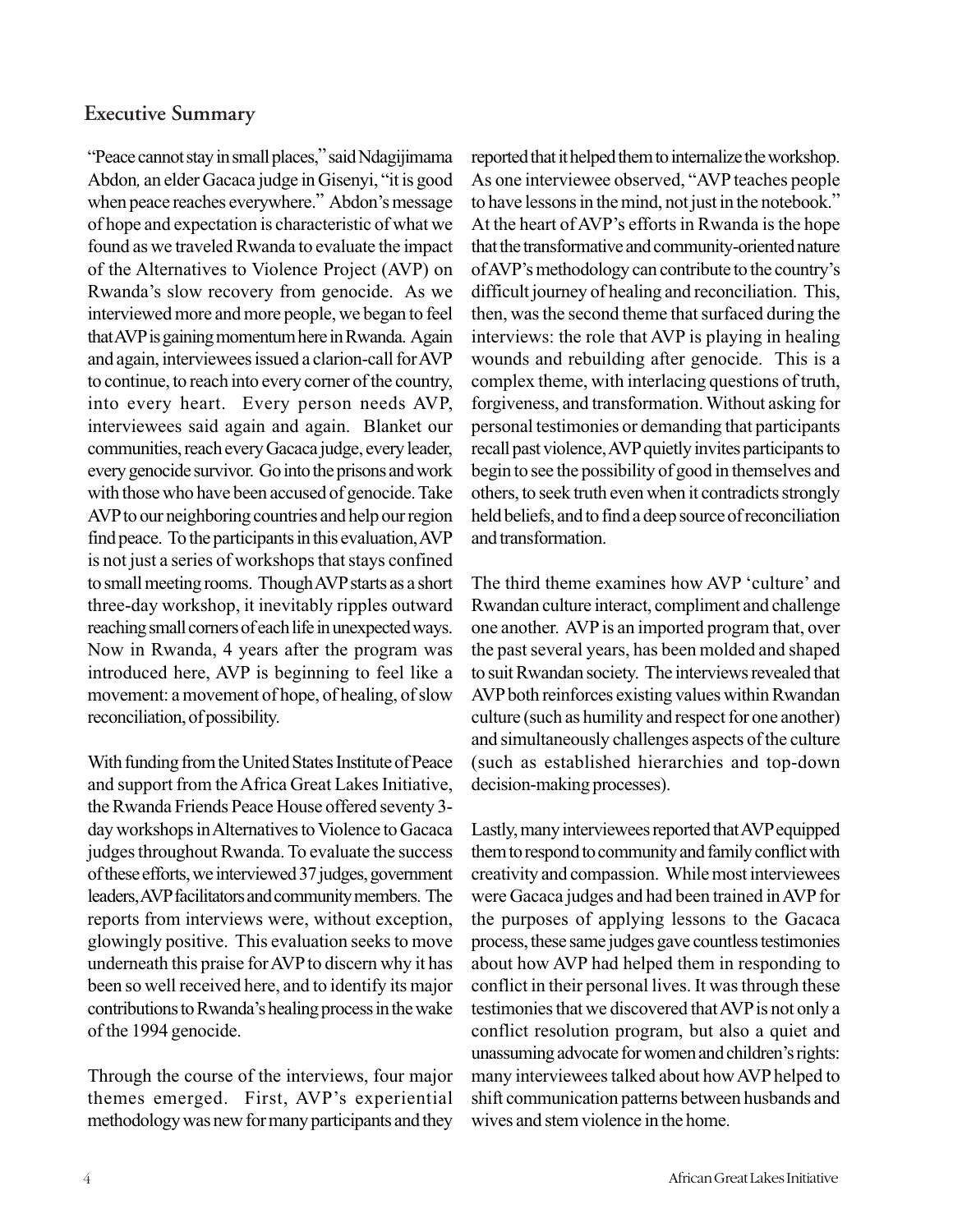## Executive Summary

"Peace cannot stay in small places," said Ndagijimama Abdon, an elder Gacaca judge in Gisenyi, "it is good when peace reaches everywhere." Abdon's message of hope and expectation is characteristic of what we found as we traveled Rwanda to evaluate the impact of the Alternatives to Violence Project (AVP) on Rwanda's slow recovery from genocide. As we interviewed more and more people, we began to feel that AVP is gaining momentum here in Rwanda. Again and again, interviewees issued a clarion-call for AVP to continue, to reach into every corner of the country, into every heart. Every person needs AVP, interviewees said again and again. Blanket our communities, reach every Gacaca judge, every leader, every genocide survivor. Go into the prisons and work with those who have been accused of genocide. Take AVP to our neighboring countries and help our region find peace. To the participants in this evaluation, AVP is not just a series of workshops that stays confined to small meeting rooms. Though AVP starts as a short three-day workshop, it inevitably ripples outward reaching small corners of each life in unexpected ways. Now in Rwanda, 4 years after the program was introduced here, AVP is beginning to feel like a movement: a movement of hope, of healing, of slow reconciliation, of possibility.

With funding from the United States Institute of Peace and support from the Africa Great Lakes Initiative, the Rwanda Friends Peace House offered seventy 3-day workshops in Alternatives to Violence to Gacaca judges throughout Rwanda. To evaluate the success of these efforts, we interviewed 37 judges, government leaders, AVP facilitators and community members. The reports from interviews were, without exception, glowingly positive. This evaluation seeks to move underneath this praise for AVP to discern why it has been so well received here, and to identify its major contributions to Rwanda's healing process in the wake of the 1994 genocide.

Through the course of the interviews, four major themes emerged. First, AVP's experiential methodology was new for many participants and they reported that it helped them to internalize the workshop. As one interviewee observed, "AVP teaches people to have lessons in the mind, not just in the notebook." At the heart of AVP's efforts in Rwanda is the hope that the transformative and community-oriented nature of AVP's methodology can contribute to the country's difficult journey of healing and reconciliation. This, then, was the second theme that surfaced during the interviews: the role that AVP is playing in healing wounds and rebuilding after genocide. This is a complex theme, with interlacing questions of truth, forgiveness, and transformation. Without asking for personal testimonies or demanding that participants recall past violence, AVP quietly invites participants to begin to see the possibility of good in themselves and others, to seek truth even when it contradicts strongly held beliefs, and to find a deep source of reconciliation and transformation.

The third theme examines how AVP 'culture' and Rwandan culture interact, compliment and challenge one another. AVP is an imported program that, over the past several years, has been molded and shaped to suit Rwandan society. The interviews revealed that AVP both reinforces existing values within Rwandan culture (such as humility and respect for one another) and simultaneously challenges aspects of the culture (such as established hierarchies and top-down decision-making processes).

Lastly, many interviewees reported that AVP equipped them to respond to community and family conflict with creativity and compassion. While most interviewees were Gacaca judges and had been trained in AVP for the purposes of applying lessons to the Gacaca process, these same judges gave countless testimonies about how AVP had helped them in responding to conflict in their personal lives. It was through these testimonies that we discovered that AVP is not only a conflict resolution program, but also a quiet and unassuming advocate for women and children's rights: many interviewees talked about how AVP helped to shift communication patterns between husbands and wives and stem violence in the home.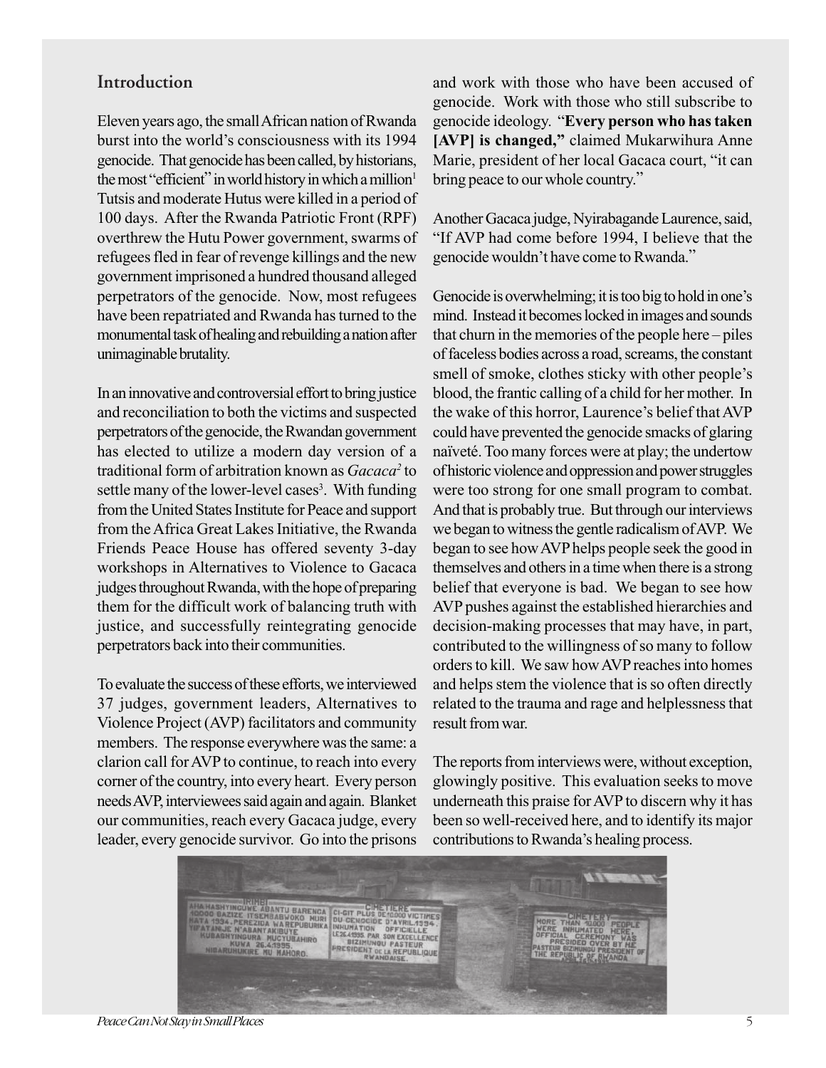## Introduction

Eleven years ago, the small African nation of Rwanda burst into the world's consciousness with its 1994 genocide. That genocide has been called, by historians, the most "efficient" in world history in which a million[1] Tutsis and moderate Hutus were killed in a period of 100 days. After the Rwanda Patriotic Front (RPF) overthrew the Hutu Power government, swarms of refugees fled in fear of revenge killings and the new government imprisoned a hundred thousand alleged perpetrators of the genocide. Now, most refugees have been repatriated and Rwanda has turned to the monumental task of healing and rebuilding a nation after unimaginable brutality.

In an innovative and controversial effort to bring justice and reconciliation to both the victims and suspected perpetrators of the genocide, the Rwandan government has elected to utilize a modern day version of a traditional form of arbitration known as *Gacaca*[2] to settle many of the lower-level cases[3]. With funding from the United States Institute for Peace and support from the Africa Great Lakes Initiative, the Rwanda Friends Peace House has offered seventy 3-day workshops in Alternatives to Violence to Gacaca judges throughout Rwanda, with the hope of preparing them for the difficult work of balancing truth with justice, and successfully reintegrating genocide perpetrators back into their communities.

To evaluate the success of these efforts, we interviewed 37 judges, government leaders, Alternatives to Violence Project (AVP) facilitators and community members. The response everywhere was the same: a clarion call for AVP to continue, to reach into every corner of the country, into every heart. Every person needs AVP, interviewees said again and again. Blanket our communities, reach every Gacaca judge, every leader, every genocide survivor. Go into the prisons and work with those who have been accused of genocide. Work with those who still subscribe to genocide ideology. "**Every person who has taken [AVP] is changed,"** claimed Mukarwihura Anne Marie, president of her local Gacaca court, "it can bring peace to our whole country."

Another Gacaca judge, Nyirabagande Laurence, said, "If AVP had come before 1994, I believe that the genocide wouldn't have come to Rwanda."

Genocide is overwhelming; it is too big to hold in one's mind. Instead it becomes locked in images and sounds that churn in the memories of the people here – piles of faceless bodies across a road, screams, the constant smell of smoke, clothes sticky with other people's blood, the frantic calling of a child for her mother. In the wake of this horror, Laurence's belief that AVP could have prevented the genocide smacks of glaring naïveté. Too many forces were at play; the undertow of historic violence and oppression and power struggles were too strong for one small program to combat. And that is probably true. But through our interviews we began to witness the gentle radicalism of AVP. We began to see how AVP helps people seek the good in themselves and others in a time when there is a strong belief that everyone is bad. We began to see how AVP pushes against the established hierarchies and decision-making processes that may have, in part, contributed to the willingness of so many to follow orders to kill. We saw how AVP reaches into homes and helps stem the violence that is so often directly related to the trauma and rage and helplessness that result from war.

The reports from interviews were, without exception, glowingly positive. This evaluation seeks to move underneath this praise for AVP to discern why it has been so well-received here, and to identify its major contributions to Rwanda's healing process.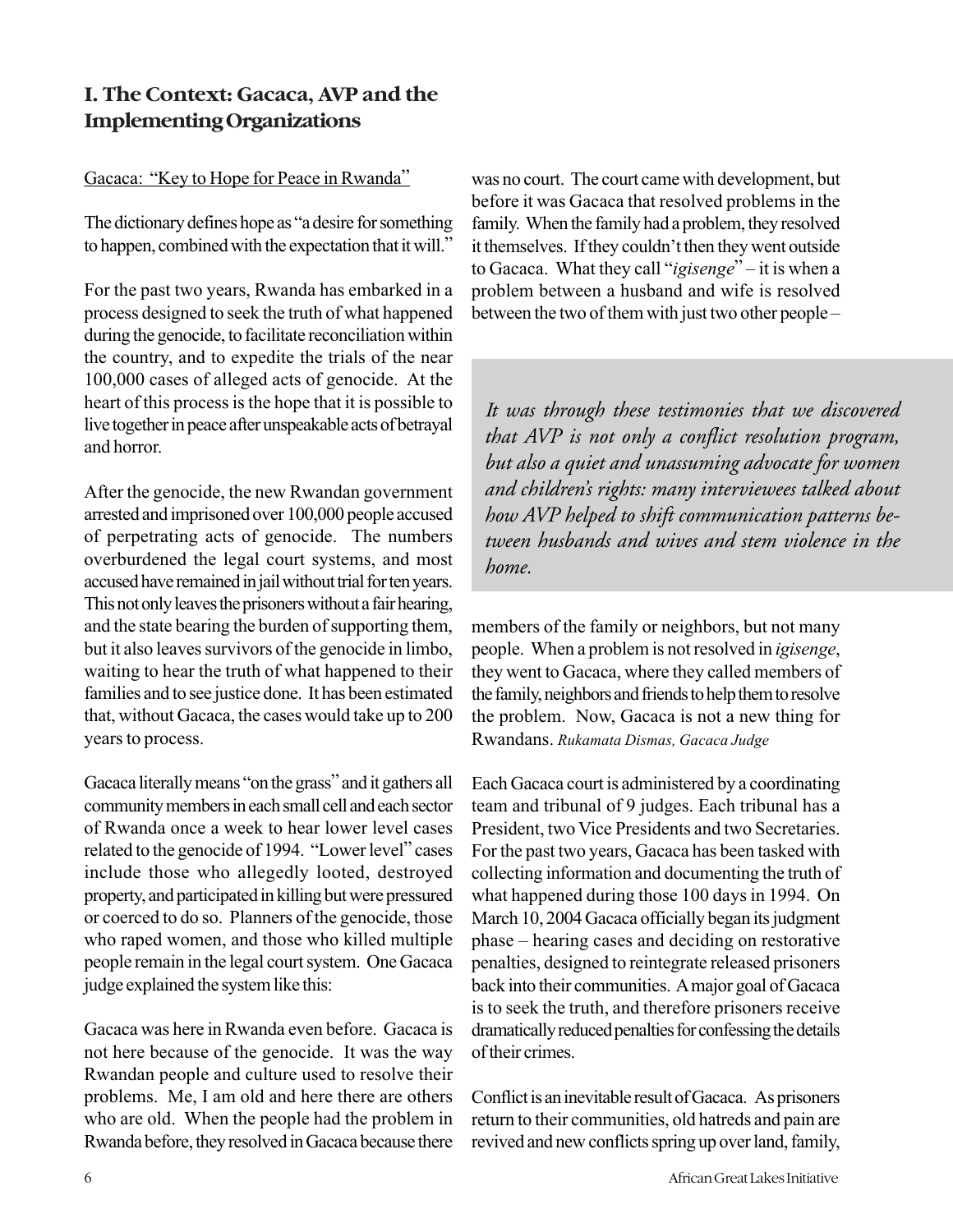## I. The Context: Gacaca, AVP and the Implementing Organizations

Gacaca: "Key to Hope for Peace in Rwanda"

The dictionary defines hope as "a desire for something to happen, combined with the expectation that it will."

For the past two years, Rwanda has embarked in a process designed to seek the truth of what happened during the genocide, to facilitate reconciliation within the country, and to expedite the trials of the near 100,000 cases of alleged acts of genocide. At the heart of this process is the hope that it is possible to live together in peace after unspeakable acts of betrayal and horror.

After the genocide, the new Rwandan government arrested and imprisoned over 100,000 people accused of perpetrating acts of genocide. The numbers overburdened the legal court systems, and most accused have remained in jail without trial for ten years. This not only leaves the prisoners without a fair hearing, and the state bearing the burden of supporting them, but it also leaves survivors of the genocide in limbo, waiting to hear the truth of what happened to their families and to see justice done. It has been estimated that, without Gacaca, the cases would take up to 200 years to process.

Gacaca literally means "on the grass" and it gathers all community members in each small cell and each sector of Rwanda once a week to hear lower level cases related to the genocide of 1994. "Lower level" cases include those who allegedly looted, destroyed property, and participated in killing but were pressured or coerced to do so. Planners of the genocide, those who raped women, and those who killed multiple people remain in the legal court system. One Gacaca judge explained the system like this:

Gacaca was here in Rwanda even before. Gacaca is not here because of the genocide. It was the way Rwandan people and culture used to resolve their problems. Me, I am old and here there are others who are old. When the people had the problem in Rwanda before, they resolved in Gacaca because there was no court. The court came with development, but before it was Gacaca that resolved problems in the family. When the family had a problem, they resolved it themselves. If they couldn't then they went outside to Gacaca. What they call "*igisenge*" – it is when a problem between a husband and wife is resolved between the two of them with just two other people – members of the family or neighbors, but not many people. When a problem is not resolved in *igisenge*, they went to Gacaca, where they called members of the family, neighbors and friends to help them to resolve the problem. Now, Gacaca is not a new thing for Rwandans. *Rukamata Dismas, Gacaca Judge*

> *It was through these testimonies that we discovered that AVP is not only a conflict resolution program, but also a quiet and unassuming advocate for women and children's rights: many interviewees talked about how AVP helped to shift communication patterns between husbands and wives and stem violence in the home.*

Each Gacaca court is administered by a coordinating team and tribunal of 9 judges. Each tribunal has a President, two Vice Presidents and two Secretaries. For the past two years, Gacaca has been tasked with collecting information and documenting the truth of what happened during those 100 days in 1994. On March 10, 2004 Gacaca officially began its judgment phase – hearing cases and deciding on restorative penalties, designed to reintegrate released prisoners back into their communities. A major goal of Gacaca is to seek the truth, and therefore prisoners receive dramatically reduced penalties for confessing the details of their crimes.

Conflict is an inevitable result of Gacaca. As prisoners return to their communities, old hatreds and pain are revived and new conflicts spring up over land, family,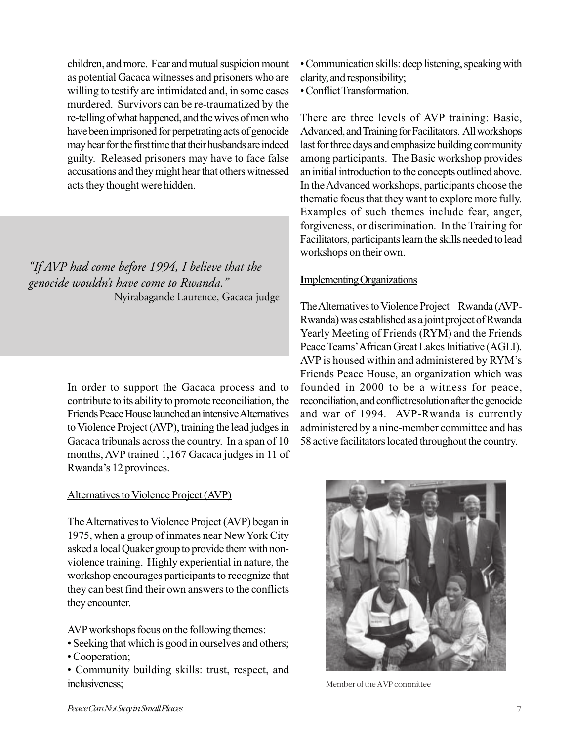children, and more. Fear and mutual suspicion mount as potential Gacaca witnesses and prisoners who are willing to testify are intimidated and, in some cases murdered. Survivors can be re-traumatized by the re-telling of what happened, and the wives of men who have been imprisoned for perpetrating acts of genocide may hear for the first time that their husbands are indeed guilty. Released prisoners may have to face false accusations and they might hear that others witnessed acts they thought were hidden.

> *"If AVP had come before 1994, I believe that the genocide wouldn't have come to Rwanda."*
> Nyirabagande Laurence, Gacaca judge

In order to support the Gacaca process and to contribute to its ability to promote reconciliation, the Friends Peace House launched an intensive Alternatives to Violence Project (AVP), training the lead judges in Gacaca tribunals across the country. In a span of 10 months, AVP trained 1,167 Gacaca judges in 11 of Rwanda's 12 provinces.

## Alternatives to Violence Project (AVP)

The Alternatives to Violence Project (AVP) began in 1975, when a group of inmates near New York City asked a local Quaker group to provide them with non-violence training. Highly experiential in nature, the workshop encourages participants to recognize that they can best find their own answers to the conflicts they encounter.

AVP workshops focus on the following themes:

- Seeking that which is good in ourselves and others;
- Cooperation;
- Community building skills: trust, respect, and inclusiveness;
- Communication skills: deep listening, speaking with clarity, and responsibility;
- Conflict Transformation.

There are three levels of AVP training: Basic, Advanced, and Training for Facilitators. All workshops last for three days and emphasize building community among participants. The Basic workshop provides an initial introduction to the concepts outlined above. In the Advanced workshops, participants choose the thematic focus that they want to explore more fully. Examples of such themes include fear, anger, forgiveness, or discrimination. In the Training for Facilitators, participants learn the skills needed to lead workshops on their own.

## Implementing Organizations

The Alternatives to Violence Project – Rwanda (AVP-Rwanda) was established as a joint project of Rwanda Yearly Meeting of Friends (RYM) and the Friends Peace Teams' African Great Lakes Initiative (AGLI). AVP is housed within and administered by RYM's Friends Peace House, an organization which was founded in 2000 to be a witness for peace, reconciliation, and conflict resolution after the genocide and war of 1994. AVP-Rwanda is currently administered by a nine-member committee and has 58 active facilitators located throughout the country.

Member of the AVP committee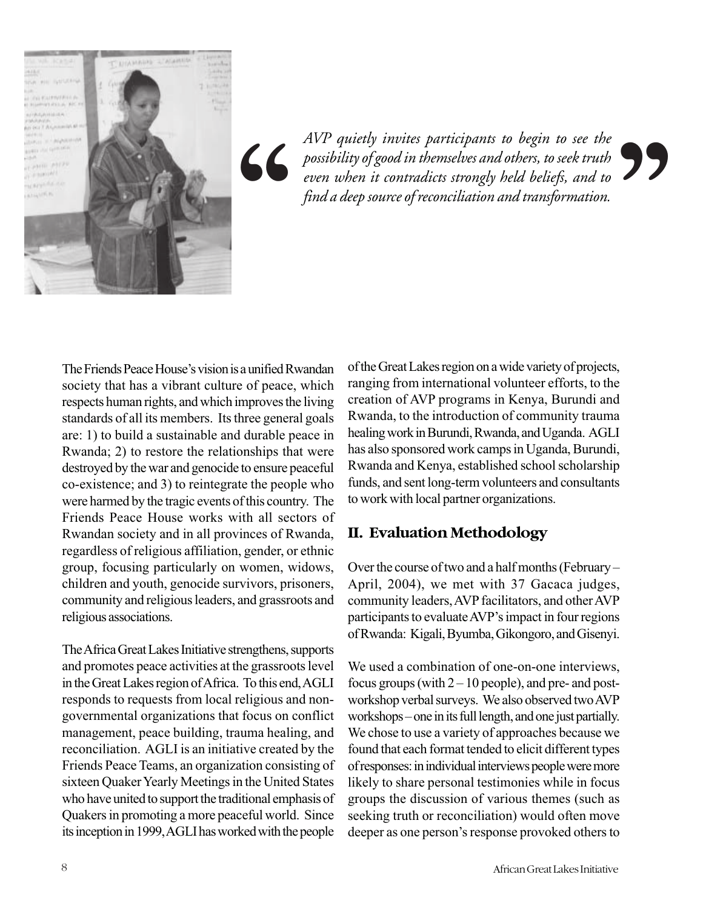*"AVP quietly invites participants to begin to see the possibility of good in themselves and others, to seek truth even when it contradicts strongly held beliefs, and to find a deep source of reconciliation and transformation."*

The Friends Peace House's vision is a unified Rwandan society that has a vibrant culture of peace, which respects human rights, and which improves the living standards of all its members. Its three general goals are: 1) to build a sustainable and durable peace in Rwanda; 2) to restore the relationships that were destroyed by the war and genocide to ensure peaceful co-existence; and 3) to reintegrate the people who were harmed by the tragic events of this country. The Friends Peace House works with all sectors of Rwandan society and in all provinces of Rwanda, regardless of religious affiliation, gender, or ethnic group, focusing particularly on women, widows, children and youth, genocide survivors, prisoners, community and religious leaders, and grassroots and religious associations.

The Africa Great Lakes Initiative strengthens, supports and promotes peace activities at the grassroots level in the Great Lakes region of Africa. To this end, AGLI responds to requests from local religious and non-governmental organizations that focus on conflict management, peace building, trauma healing, and reconciliation. AGLI is an initiative created by the Friends Peace Teams, an organization consisting of sixteen Quaker Yearly Meetings in the United States who have united to support the traditional emphasis of Quakers in promoting a more peaceful world. Since its inception in 1999, AGLI has worked with the people of the Great Lakes region on a wide variety of projects, ranging from international volunteer efforts, to the creation of AVP programs in Kenya, Burundi and Rwanda, to the introduction of community trauma healing work in Burundi, Rwanda, and Uganda. AGLI has also sponsored work camps in Uganda, Burundi, Rwanda and Kenya, established school scholarship funds, and sent long-term volunteers and consultants to work with local partner organizations.

## II. Evaluation Methodology

Over the course of two and a half months (February – April, 2004), we met with 37 Gacaca judges, community leaders, AVP facilitators, and other AVP participants to evaluate AVP's impact in four regions of Rwanda: Kigali, Byumba, Gikongoro, and Gisenyi.

We used a combination of one-on-one interviews, focus groups (with 2 – 10 people), and pre- and post-workshop verbal surveys. We also observed two AVP workshops – one in its full length, and one just partially. We chose to use a variety of approaches because we found that each format tended to elicit different types of responses: in individual interviews people were more likely to share personal testimonies while in focus groups the discussion of various themes (such as seeking truth or reconciliation) would often move deeper as one person's response provoked others to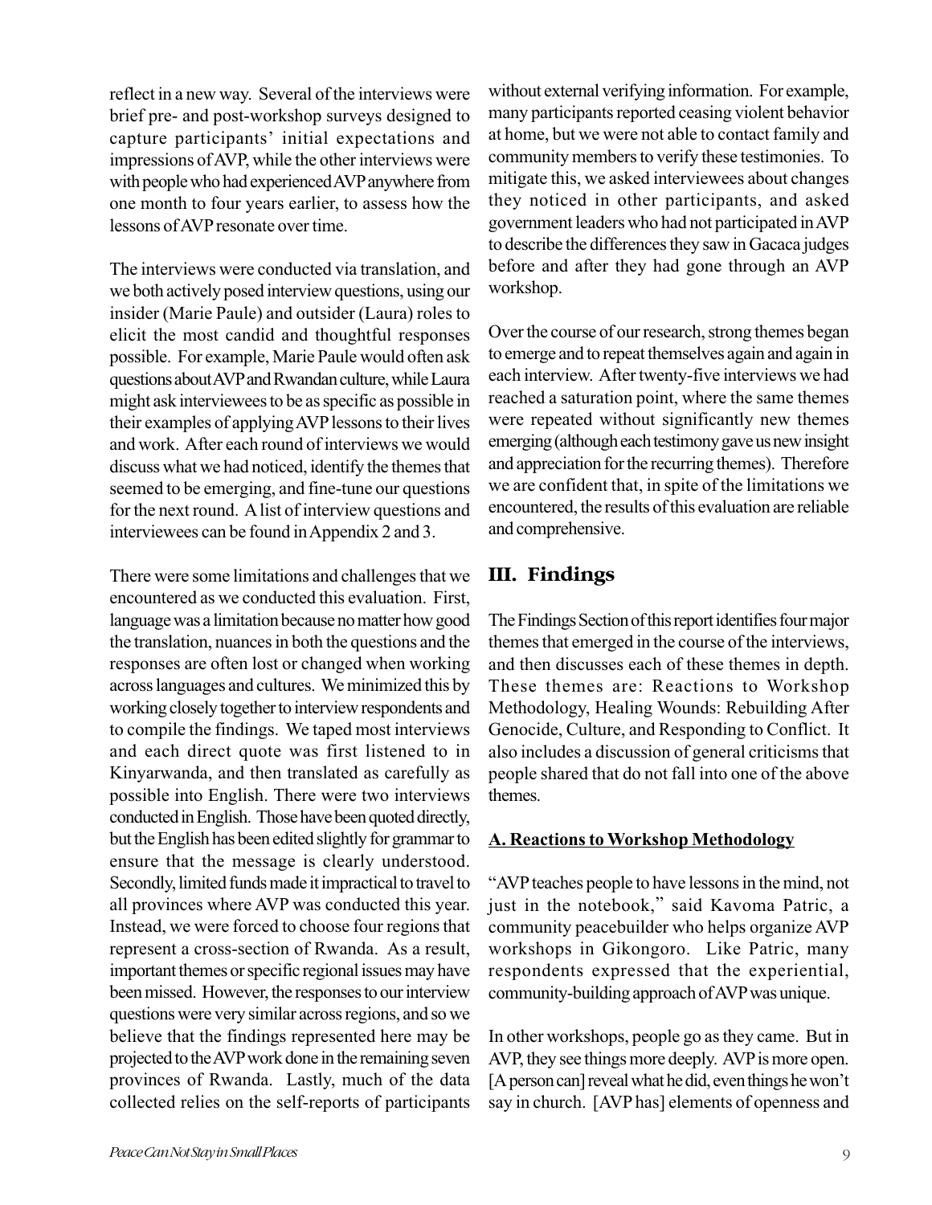reflect in a new way. Several of the interviews were brief pre- and post-workshop surveys designed to capture participants' initial expectations and impressions of AVP, while the other interviews were with people who had experienced AVP anywhere from one month to four years earlier, to assess how the lessons of AVP resonate over time.

The interviews were conducted via translation, and we both actively posed interview questions, using our insider (Marie Paule) and outsider (Laura) roles to elicit the most candid and thoughtful responses possible. For example, Marie Paule would often ask questions about AVP and Rwandan culture, while Laura might ask interviewees to be as specific as possible in their examples of applying AVP lessons to their lives and work. After each round of interviews we would discuss what we had noticed, identify the themes that seemed to be emerging, and fine-tune our questions for the next round. A list of interview questions and interviewees can be found in Appendix 2 and 3.

There were some limitations and challenges that we encountered as we conducted this evaluation. First, language was a limitation because no matter how good the translation, nuances in both the questions and the responses are often lost or changed when working across languages and cultures. We minimized this by working closely together to interview respondents and to compile the findings. We taped most interviews and each direct quote was first listened to in Kinyarwanda, and then translated as carefully as possible into English. There were two interviews conducted in English. Those have been quoted directly, but the English has been edited slightly for grammar to ensure that the message is clearly understood. Secondly, limited funds made it impractical to travel to all provinces where AVP was conducted this year. Instead, we were forced to choose four regions that represent a cross-section of Rwanda. As a result, important themes or specific regional issues may have been missed. However, the responses to our interview questions were very similar across regions, and so we believe that the findings represented here may be projected to the AVP work done in the remaining seven provinces of Rwanda. Lastly, much of the data collected relies on the self-reports of participants without external verifying information. For example, many participants reported ceasing violent behavior at home, but we were not able to contact family and community members to verify these testimonies. To mitigate this, we asked interviewees about changes they noticed in other participants, and asked government leaders who had not participated in AVP to describe the differences they saw in Gacaca judges before and after they had gone through an AVP workshop.

Over the course of our research, strong themes began to emerge and to repeat themselves again and again in each interview. After twenty-five interviews we had reached a saturation point, where the same themes were repeated without significantly new themes emerging (although each testimony gave us new insight and appreciation for the recurring themes). Therefore we are confident that, in spite of the limitations we encountered, the results of this evaluation are reliable and comprehensive.

## III. Findings

The Findings Section of this report identifies four major themes that emerged in the course of the interviews, and then discusses each of these themes in depth. These themes are: Reactions to Workshop Methodology, Healing Wounds: Rebuilding After Genocide, Culture, and Responding to Conflict. It also includes a discussion of general criticisms that people shared that do not fall into one of the above themes.

### A. Reactions to Workshop Methodology

"AVP teaches people to have lessons in the mind, not just in the notebook," said Kavoma Patric, a community peacebuilder who helps organize AVP workshops in Gikongoro. Like Patric, many respondents expressed that the experiential, community-building approach of AVP was unique.

In other workshops, people go as they came. But in AVP, they see things more deeply. AVP is more open. [A person can] reveal what he did, even things he won't say in church. [AVP has] elements of openness and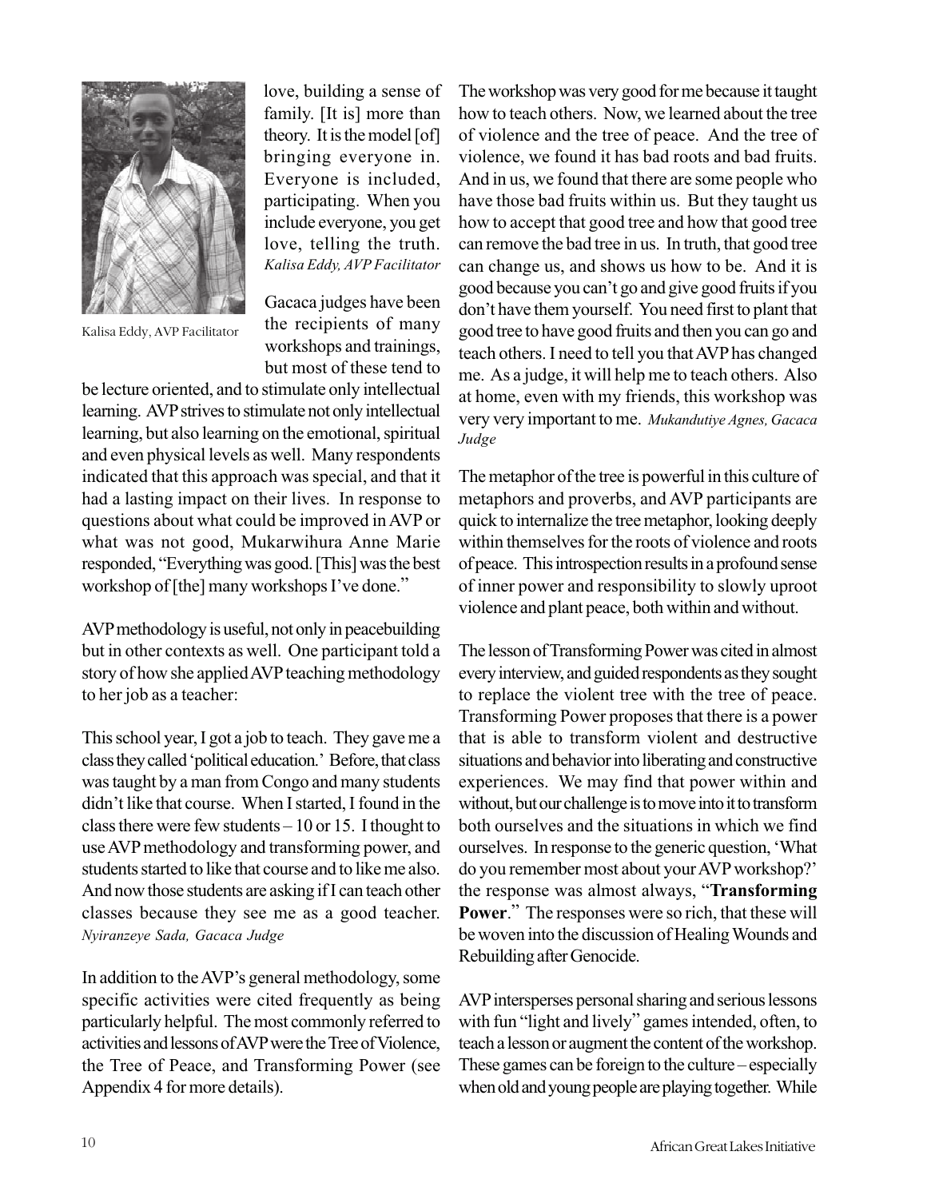love, building a sense of family. [It is] more than theory. It is the model [of] bringing everyone in. Everyone is included, participating. When you include everyone, you get love, telling the truth. *Kalisa Eddy, AVP Facilitator*

Kalisa Eddy, AVP Facilitator

Gacaca judges have been the recipients of many workshops and trainings, but most of these tend to be lecture oriented, and to stimulate only intellectual learning. AVP strives to stimulate not only intellectual learning, but also learning on the emotional, spiritual and even physical levels as well. Many respondents indicated that this approach was special, and that it had a lasting impact on their lives. In response to questions about what could be improved in AVP or what was not good, Mukarwihura Anne Marie responded, "Everything was good. [This] was the best workshop of [the] many workshops I've done."

AVP methodology is useful, not only in peacebuilding but in other contexts as well. One participant told a story of how she applied AVP teaching methodology to her job as a teacher:

This school year, I got a job to teach. They gave me a class they called 'political education.' Before, that class was taught by a man from Congo and many students didn't like that course. When I started, I found in the class there were few students – 10 or 15. I thought to use AVP methodology and transforming power, and students started to like that course and to like me also. And now those students are asking if I can teach other classes because they see me as a good teacher. *Nyiranzeye Sada, Gacaca Judge*

In addition to the AVP's general methodology, some specific activities were cited frequently as being particularly helpful. The most commonly referred to activities and lessons of AVP were the Tree of Violence, the Tree of Peace, and Transforming Power (see Appendix 4 for more details).

The workshop was very good for me because it taught how to teach others. Now, we learned about the tree of violence and the tree of peace. And the tree of violence, we found it has bad roots and bad fruits. And in us, we found that there are some people who have those bad fruits within us. But they taught us how to accept that good tree and how that good tree can remove the bad tree in us. In truth, that good tree can change us, and shows us how to be. And it is good because you can't go and give good fruits if you don't have them yourself. You need first to plant that good tree to have good fruits and then you can go and teach others. I need to tell you that AVP has changed me. As a judge, it will help me to teach others. Also at home, even with my friends, this workshop was very very important to me. *Mukandutiye Agnes, Gacaca Judge*

The metaphor of the tree is powerful in this culture of metaphors and proverbs, and AVP participants are quick to internalize the tree metaphor, looking deeply within themselves for the roots of violence and roots of peace. This introspection results in a profound sense of inner power and responsibility to slowly uproot violence and plant peace, both within and without.

The lesson of Transforming Power was cited in almost every interview, and guided respondents as they sought to replace the violent tree with the tree of peace. Transforming Power proposes that there is a power that is able to transform violent and destructive situations and behavior into liberating and constructive experiences. We may find that power within and without, but our challenge is to move into it to transform both ourselves and the situations in which we find ourselves. In response to the generic question, 'What do you remember most about your AVP workshop?' the response was almost always, "**Transforming Power**." The responses were so rich, that these will be woven into the discussion of Healing Wounds and Rebuilding after Genocide.

AVP intersperses personal sharing and serious lessons with fun "light and lively" games intended, often, to teach a lesson or augment the content of the workshop. These games can be foreign to the culture – especially when old and young people are playing together. While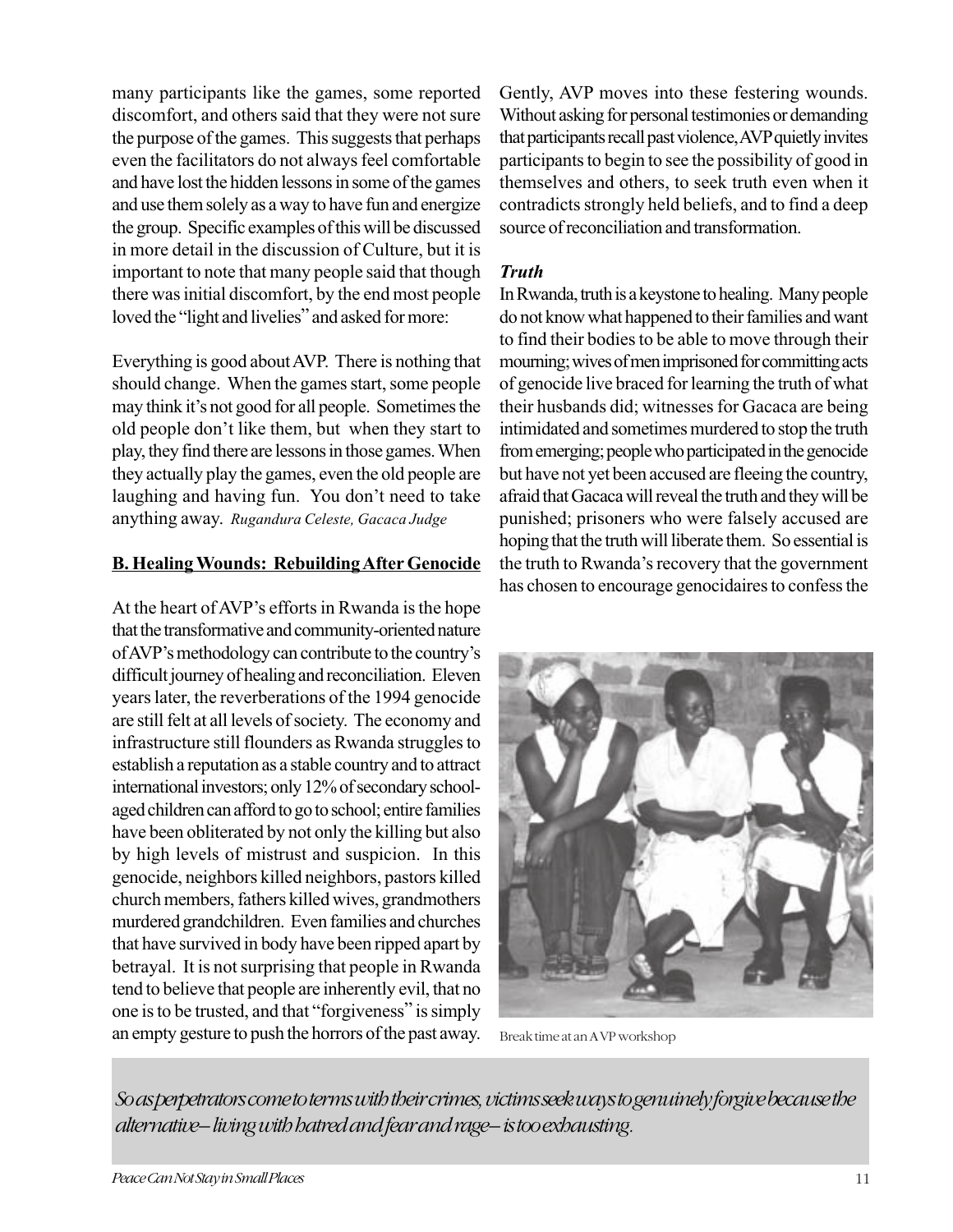many participants like the games, some reported discomfort, and others said that they were not sure the purpose of the games. This suggests that perhaps even the facilitators do not always feel comfortable and have lost the hidden lessons in some of the games and use them solely as a way to have fun and energize the group. Specific examples of this will be discussed in more detail in the discussion of Culture, but it is important to note that many people said that though there was initial discomfort, by the end most people loved the "light and livelies" and asked for more:

Everything is good about AVP. There is nothing that should change. When the games start, some people may think it's not good for all people. Sometimes the old people don't like them, but when they start to play, they find there are lessons in those games. When they actually play the games, even the old people are laughing and having fun. You don't need to take anything away. *Rugandura Celeste, Gacaca Judge*

## B. Healing Wounds: Rebuilding After Genocide

At the heart of AVP's efforts in Rwanda is the hope that the transformative and community-oriented nature of AVP's methodology can contribute to the country's difficult journey of healing and reconciliation. Eleven years later, the reverberations of the 1994 genocide are still felt at all levels of society. The economy and infrastructure still flounders as Rwanda struggles to establish a reputation as a stable country and to attract international investors; only 12% of secondary school-aged children can afford to go to school; entire families have been obliterated by not only the killing but also by high levels of mistrust and suspicion. In this genocide, neighbors killed neighbors, pastors killed church members, fathers killed wives, grandmothers murdered grandchildren. Even families and churches that have survived in body have been ripped apart by betrayal. It is not surprising that people in Rwanda tend to believe that people are inherently evil, that no one is to be trusted, and that "forgiveness" is simply an empty gesture to push the horrors of the past away.

Gently, AVP moves into these festering wounds. Without asking for personal testimonies or demanding that participants recall past violence, AVP quietly invites participants to begin to see the possibility of good in themselves and others, to seek truth even when it contradicts strongly held beliefs, and to find a deep source of reconciliation and transformation.

### *Truth*

In Rwanda, truth is a keystone to healing. Many people do not know what happened to their families and want to find their bodies to be able to move through their mourning; wives of men imprisoned for committing acts of genocide live braced for learning the truth of what their husbands did; witnesses for Gacaca are being intimidated and sometimes murdered to stop the truth from emerging; people who participated in the genocide but have not yet been accused are fleeing the country, afraid that Gacaca will reveal the truth and they will be punished; prisoners who were falsely accused are hoping that the truth will liberate them. So essential is the truth to Rwanda's recovery that the government has chosen to encourage genocidaires to confess the

Break time at an AVP workshop

*So as perpetrators come to terms with their crimes, victims seek ways to genuinely forgive because the alternative – living with hatred and fear and rage – is too exhausting.*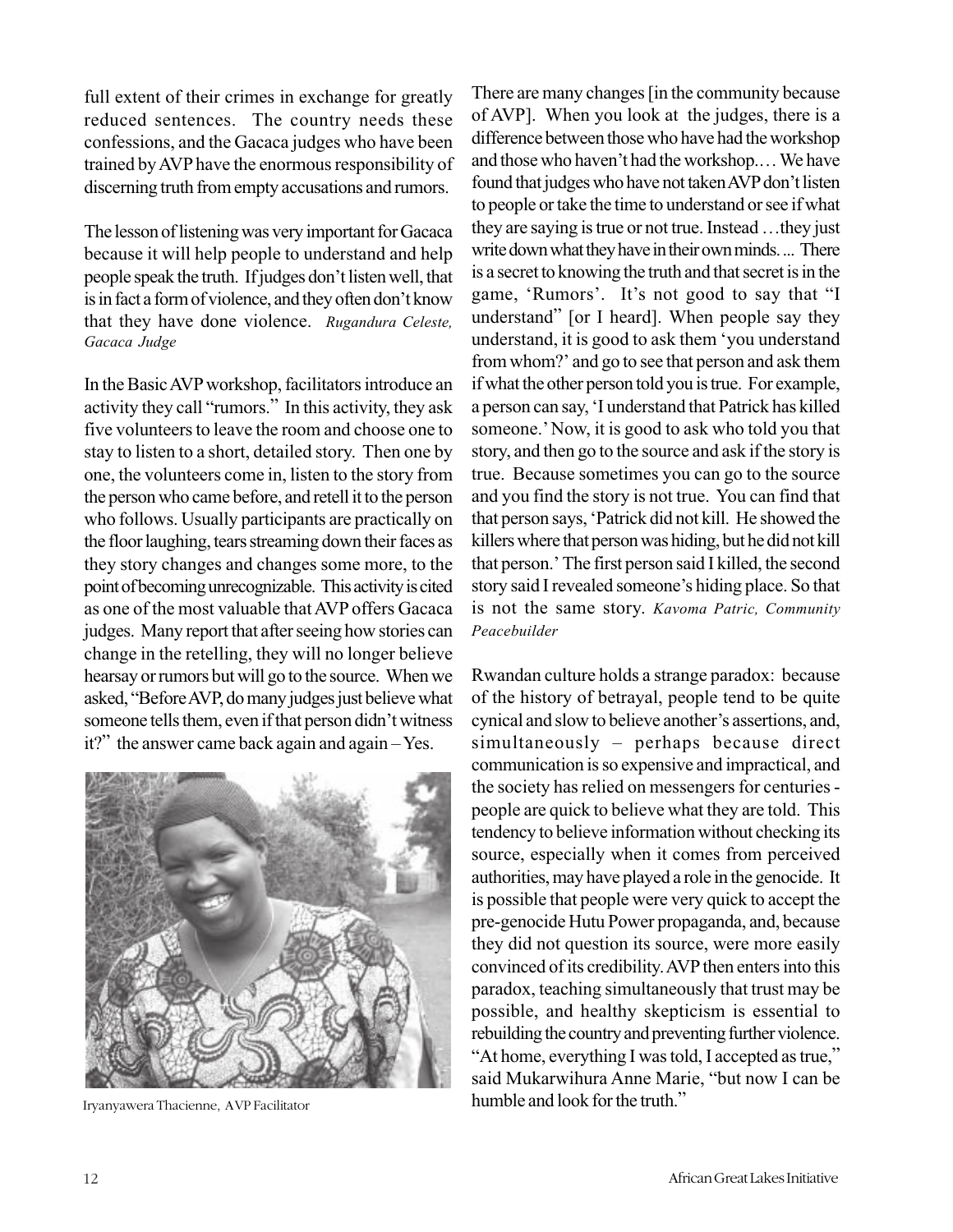full extent of their crimes in exchange for greatly reduced sentences. The country needs these confessions, and the Gacaca judges who have been trained by AVP have the enormous responsibility of discerning truth from empty accusations and rumors.

The lesson of listening was very important for Gacaca because it will help people to understand and help people speak the truth. If judges don't listen well, that is in fact a form of violence, and they often don't know that they have done violence. *Rugandura Celeste, Gacaca Judge*

In the Basic AVP workshop, facilitators introduce an activity they call "rumors." In this activity, they ask five volunteers to leave the room and choose one to stay to listen to a short, detailed story. Then one by one, the volunteers come in, listen to the story from the person who came before, and retell it to the person who follows. Usually participants are practically on the floor laughing, tears streaming down their faces as they story changes and changes some more, to the point of becoming unrecognizable. This activity is cited as one of the most valuable that AVP offers Gacaca judges. Many report that after seeing how stories can change in the retelling, they will no longer believe hearsay or rumors but will go to the source. When we asked, "Before AVP, do many judges just believe what someone tells them, even if that person didn't witness it?" the answer came back again and again – Yes.

Iryanyawera Thacienne, AVP Facilitator

There are many changes [in the community because of AVP]. When you look at the judges, there is a difference between those who have had the workshop and those who haven't had the workshop.… We have found that judges who have not taken AVP don't listen to people or take the time to understand or see if what they are saying is true or not true. Instead …they just write down what they have in their own minds. ... There is a secret to knowing the truth and that secret is in the game, 'Rumors'. It's not good to say that "I understand" [or I heard]. When people say they understand, it is good to ask them 'you understand from whom?' and go to see that person and ask them if what the other person told you is true. For example, a person can say, 'I understand that Patrick has killed someone.' Now, it is good to ask who told you that story, and then go to the source and ask if the story is true. Because sometimes you can go to the source and you find the story is not true. You can find that that person says, 'Patrick did not kill. He showed the killers where that person was hiding, but he did not kill that person.' The first person said I killed, the second story said I revealed someone's hiding place. So that is not the same story. *Kavoma Patric, Community Peacebuilder*

Rwandan culture holds a strange paradox: because of the history of betrayal, people tend to be quite cynical and slow to believe another's assertions, and, simultaneously – perhaps because direct communication is so expensive and impractical, and the society has relied on messengers for centuries - people are quick to believe what they are told. This tendency to believe information without checking its source, especially when it comes from perceived authorities, may have played a role in the genocide. It is possible that people were very quick to accept the pre-genocide Hutu Power propaganda, and, because they did not question its source, were more easily convinced of its credibility. AVP then enters into this paradox, teaching simultaneously that trust may be possible, and healthy skepticism is essential to rebuilding the country and preventing further violence. "At home, everything I was told, I accepted as true," said Mukarwihura Anne Marie, "but now I can be humble and look for the truth."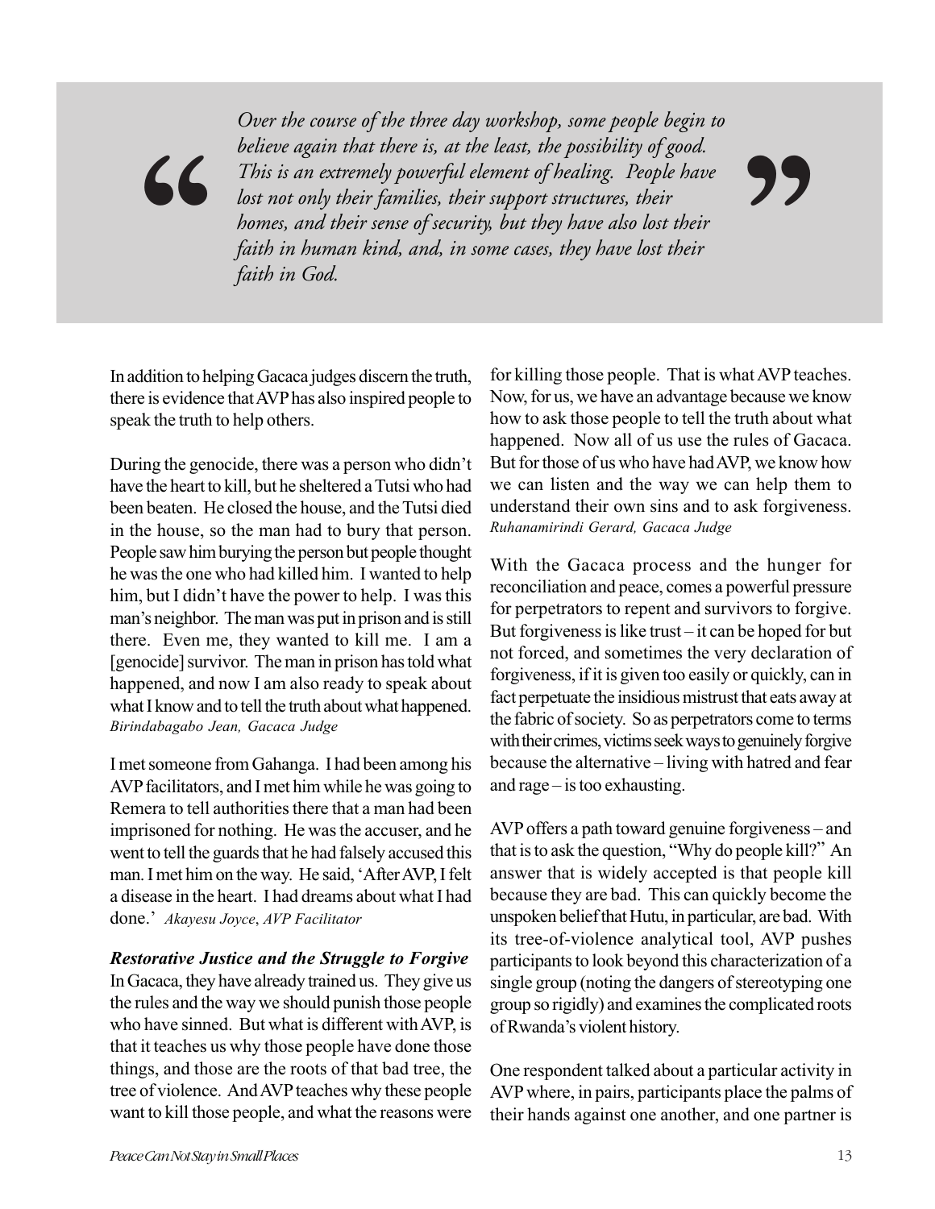> *Over the course of the three day workshop, some people begin to believe again that there is, at the least, the possibility of good. This is an extremely powerful element of healing. People have lost not only their families, their support structures, their homes, and their sense of security, but they have also lost their faith in human kind, and, in some cases, they have lost their faith in God.*

In addition to helping Gacaca judges discern the truth, there is evidence that AVP has also inspired people to speak the truth to help others.

During the genocide, there was a person who didn't have the heart to kill, but he sheltered a Tutsi who had been beaten. He closed the house, and the Tutsi died in the house, so the man had to bury that person. People saw him burying the person but people thought he was the one who had killed him. I wanted to help him, but I didn't have the power to help. I was this man's neighbor. The man was put in prison and is still there. Even me, they wanted to kill me. I am a [genocide] survivor. The man in prison has told what happened, and now I am also ready to speak about what I know and to tell the truth about what happened. *Birindabagabo Jean, Gacaca Judge*

I met someone from Gahanga. I had been among his AVP facilitators, and I met him while he was going to Remera to tell authorities there that a man had been imprisoned for nothing. He was the accuser, and he went to tell the guards that he had falsely accused this man. I met him on the way. He said, 'After AVP, I felt a disease in the heart. I had dreams about what I had done.' *Akayesu Joyce, AVP Facilitator*

***Restorative Justice and the Struggle to Forgive***

In Gacaca, they have already trained us. They give us the rules and the way we should punish those people who have sinned. But what is different with AVP, is that it teaches us why those people have done those things, and those are the roots of that bad tree, the tree of violence. And AVP teaches why these people want to kill those people, and what the reasons were for killing those people. That is what AVP teaches. Now, for us, we have an advantage because we know how to ask those people to tell the truth about what happened. Now all of us use the rules of Gacaca. But for those of us who have had AVP, we know how we can listen and the way we can help them to understand their own sins and to ask forgiveness. *Ruhanamirindi Gerard, Gacaca Judge*

With the Gacaca process and the hunger for reconciliation and peace, comes a powerful pressure for perpetrators to repent and survivors to forgive. But forgiveness is like trust – it can be hoped for but not forced, and sometimes the very declaration of forgiveness, if it is given too easily or quickly, can in fact perpetuate the insidious mistrust that eats away at the fabric of society. So as perpetrators come to terms with their crimes, victims seek ways to genuinely forgive because the alternative – living with hatred and fear and rage – is too exhausting.

AVP offers a path toward genuine forgiveness – and that is to ask the question, "Why do people kill?" An answer that is widely accepted is that people kill because they are bad. This can quickly become the unspoken belief that Hutu, in particular, are bad. With its tree-of-violence analytical tool, AVP pushes participants to look beyond this characterization of a single group (noting the dangers of stereotyping one group so rigidly) and examines the complicated roots of Rwanda's violent history.

One respondent talked about a particular activity in AVP where, in pairs, participants place the palms of their hands against one another, and one partner is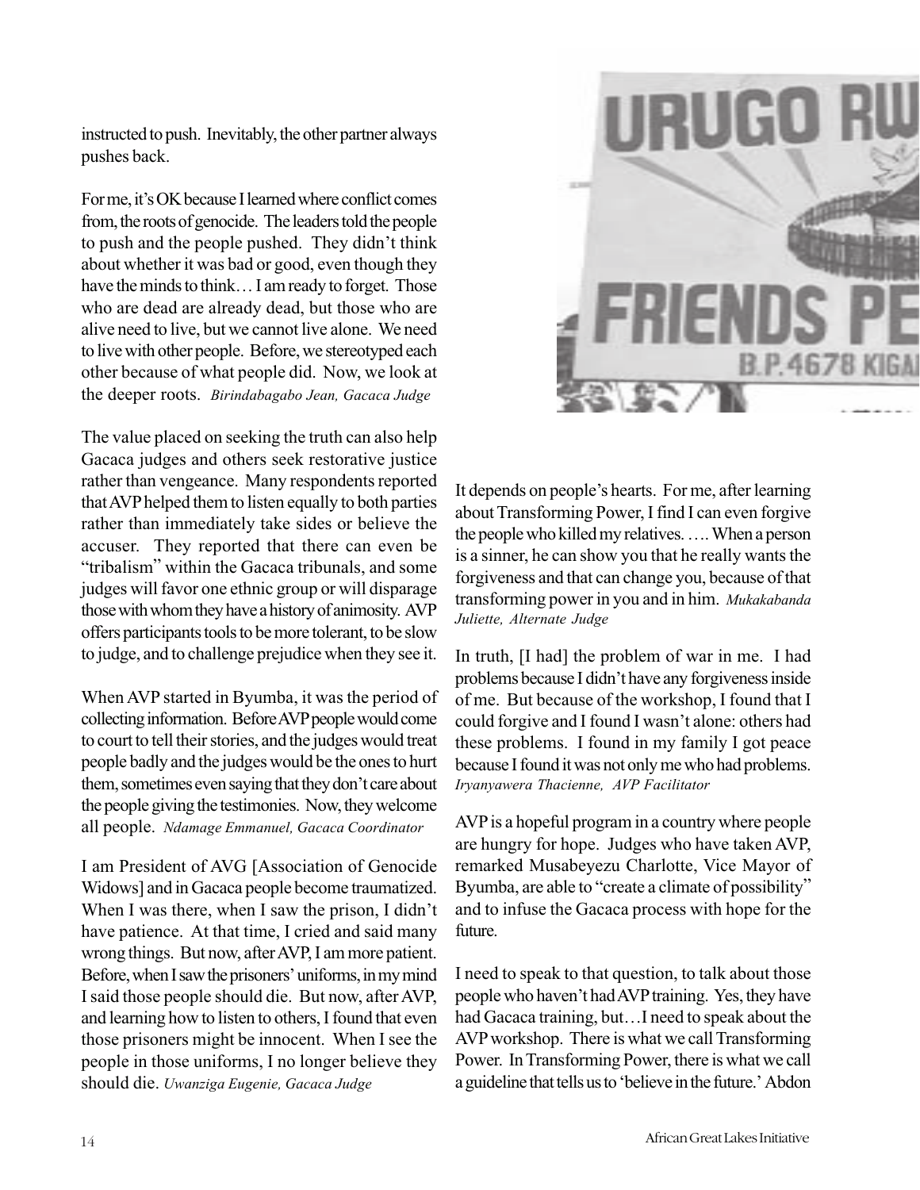instructed to push. Inevitably, the other partner always pushes back.

For me, it's OK because I learned where conflict comes from, the roots of genocide. The leaders told the people to push and the people pushed. They didn't think about whether it was bad or good, even though they have the minds to think… I am ready to forget. Those who are dead are already dead, but those who are alive need to live, but we cannot live alone. We need to live with other people. Before, we stereotyped each other because of what people did. Now, we look at the deeper roots. *Birindabagabo Jean, Gacaca Judge*

The value placed on seeking the truth can also help Gacaca judges and others seek restorative justice rather than vengeance. Many respondents reported that AVP helped them to listen equally to both parties rather than immediately take sides or believe the accuser. They reported that there can even be "tribalism" within the Gacaca tribunals, and some judges will favor one ethnic group or will disparage those with whom they have a history of animosity. AVP offers participants tools to be more tolerant, to be slow to judge, and to challenge prejudice when they see it.

When AVP started in Byumba, it was the period of collecting information. Before AVP people would come to court to tell their stories, and the judges would treat people badly and the judges would be the ones to hurt them, sometimes even saying that they don't care about the people giving the testimonies. Now, they welcome all people. *Ndamage Emmanuel, Gacaca Coordinator*

I am President of AVG [Association of Genocide Widows] and in Gacaca people become traumatized. When I was there, when I saw the prison, I didn't have patience. At that time, I cried and said many wrong things. But now, after AVP, I am more patient. Before, when I saw the prisoners' uniforms, in my mind I said those people should die. But now, after AVP, and learning how to listen to others, I found that even those prisoners might be innocent. When I see the people in those uniforms, I no longer believe they should die. *Uwanziga Eugenie, Gacaca Judge*

It depends on people's hearts. For me, after learning about Transforming Power, I find I can even forgive the people who killed my relatives. …. When a person is a sinner, he can show you that he really wants the forgiveness and that can change you, because of that transforming power in you and in him. *Mukakabanda Juliette, Alternate Judge*

In truth, [I had] the problem of war in me. I had problems because I didn't have any forgiveness inside of me. But because of the workshop, I found that I could forgive and I found I wasn't alone: others had these problems. I found in my family I got peace because I found it was not only me who had problems. *Iryanyawera Thacienne, AVP Facilitator*

AVP is a hopeful program in a country where people are hungry for hope. Judges who have taken AVP, remarked Musabeyezu Charlotte, Vice Mayor of Byumba, are able to "create a climate of possibility" and to infuse the Gacaca process with hope for the future.

I need to speak to that question, to talk about those people who haven't had AVP training. Yes, they have had Gacaca training, but…I need to speak about the AVP workshop. There is what we call Transforming Power. In Transforming Power, there is what we call a guideline that tells us to 'believe in the future.' Abdon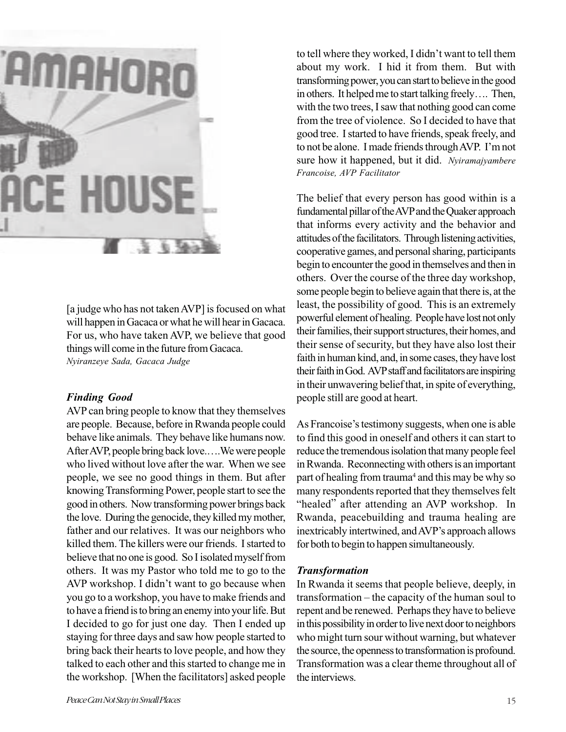[a judge who has not taken AVP] is focused on what will happen in Gacaca or what he will hear in Gacaca. For us, who have taken AVP, we believe that good things will come in the future from Gacaca. *Nyiranzeye Sada, Gacaca Judge*

### *Finding Good*

AVP can bring people to know that they themselves are people. Because, before in Rwanda people could behave like animals. They behave like humans now. After AVP, people bring back love.….We were people who lived without love after the war. When we see people, we see no good things in them. But after knowing Transforming Power, people start to see the good in others. Now transforming power brings back the love. During the genocide, they killed my mother, father and our relatives. It was our neighbors who killed them. The killers were our friends. I started to believe that no one is good. So I isolated myself from others. It was my Pastor who told me to go to the AVP workshop. I didn't want to go because when you go to a workshop, you have to make friends and to have a friend is to bring an enemy into your life. But I decided to go for just one day. Then I ended up staying for three days and saw how people started to bring back their hearts to love people, and how they talked to each other and this started to change me in the workshop. [When the facilitators] asked people to tell where they worked, I didn't want to tell them about my work. I hid it from them. But with transforming power, you can start to believe in the good in others. It helped me to start talking freely…. Then, with the two trees, I saw that nothing good can come from the tree of violence. So I decided to have that good tree. I started to have friends, speak freely, and to not be alone. I made friends through AVP. I'm not sure how it happened, but it did. *Nyiramajyambere Francoise, AVP Facilitator*

The belief that every person has good within is a fundamental pillar of the AVP and the Quaker approach that informs every activity and the behavior and attitudes of the facilitators. Through listening activities, cooperative games, and personal sharing, participants begin to encounter the good in themselves and then in others. Over the course of the three day workshop, some people begin to believe again that there is, at the least, the possibility of good. This is an extremely powerful element of healing. People have lost not only their families, their support structures, their homes, and their sense of security, but they have also lost their faith in human kind, and, in some cases, they have lost their faith in God. AVP staff and facilitators are inspiring in their unwavering belief that, in spite of everything, people still are good at heart.

As Francoise's testimony suggests, when one is able to find this good in oneself and others it can start to reduce the tremendous isolation that many people feel in Rwanda. Reconnecting with others is an important part of healing from trauma[4] and this may be why so many respondents reported that they themselves felt "healed" after attending an AVP workshop. In Rwanda, peacebuilding and trauma healing are inextricably intertwined, and AVP's approach allows for both to begin to happen simultaneously.

### *Transformation*

In Rwanda it seems that people believe, deeply, in transformation – the capacity of the human soul to repent and be renewed. Perhaps they have to believe in this possibility in order to live next door to neighbors who might turn sour without warning, but whatever the source, the openness to transformation is profound. Transformation was a clear theme throughout all of the interviews.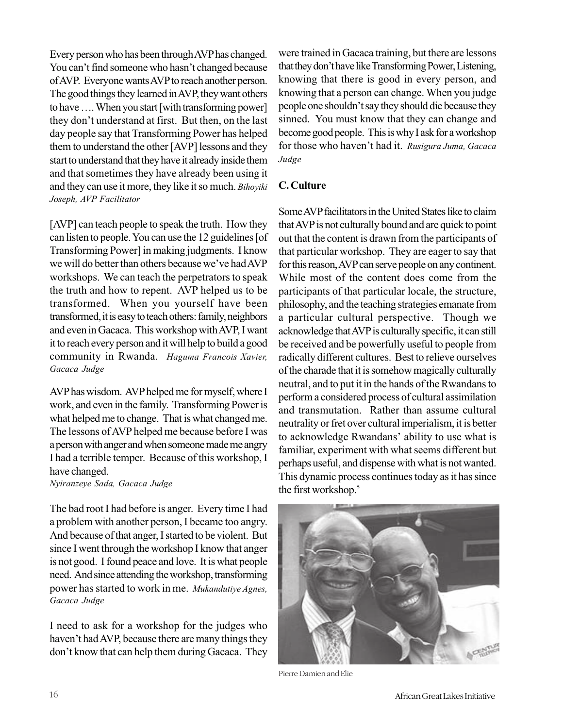Every person who has been through AVP has changed. You can't find someone who hasn't changed because of AVP. Everyone wants AVP to reach another person. The good things they learned in AVP, they want others to have …. When you start [with transforming power] they don't understand at first. But then, on the last day people say that Transforming Power has helped them to understand the other [AVP] lessons and they start to understand that they have it already inside them and that sometimes they have already been using it and they can use it more, they like it so much. *Bihoyiki Joseph, AVP Facilitator*

[AVP] can teach people to speak the truth. How they can listen to people. You can use the 12 guidelines [of Transforming Power] in making judgments. I know we will do better than others because we've had AVP workshops. We can teach the perpetrators to speak the truth and how to repent. AVP helped us to be transformed. When you yourself have been transformed, it is easy to teach others: family, neighbors and even in Gacaca. This workshop with AVP, I want it to reach every person and it will help to build a good community in Rwanda. *Haguma Francois Xavier, Gacaca Judge*

AVP has wisdom. AVP helped me for myself, where I work, and even in the family. Transforming Power is what helped me to change. That is what changed me. The lessons of AVP helped me because before I was a person with anger and when someone made me angry I had a terrible temper. Because of this workshop, I have changed.
*Nyiranzeye Sada, Gacaca Judge*

The bad root I had before is anger. Every time I had a problem with another person, I became too angry. And because of that anger, I started to be violent. But since I went through the workshop I know that anger is not good. I found peace and love. It is what people need. And since attending the workshop, transforming power has started to work in me. *Mukandutiye Agnes, Gacaca Judge*

I need to ask for a workshop for the judges who haven't had AVP, because there are many things they don't know that can help them during Gacaca. They were trained in Gacaca training, but there are lessons that they don't have like Transforming Power, Listening, knowing that there is good in every person, and knowing that a person can change. When you judge people one shouldn't say they should die because they sinned. You must know that they can change and become good people. This is why I ask for a workshop for those who haven't had it. *Rusigura Juma, Gacaca Judge*

## C. Culture

Some AVP facilitators in the United States like to claim that AVP is not culturally bound and are quick to point out that the content is drawn from the participants of that particular workshop. They are eager to say that for this reason, AVP can serve people on any continent. While most of the content does come from the participants of that particular locale, the structure, philosophy, and the teaching strategies emanate from a particular cultural perspective. Though we acknowledge that AVP is culturally specific, it can still be received and be powerfully useful to people from radically different cultures. Best to relieve ourselves of the charade that it is somehow magically culturally neutral, and to put it in the hands of the Rwandans to perform a considered process of cultural assimilation and transmutation. Rather than assume cultural neutrality or fret over cultural imperialism, it is better to acknowledge Rwandans' ability to use what is familiar, experiment with what seems different but perhaps useful, and dispense with what is not wanted. This dynamic process continues today as it has since the first workshop.[5]

Pierre Damien and Elie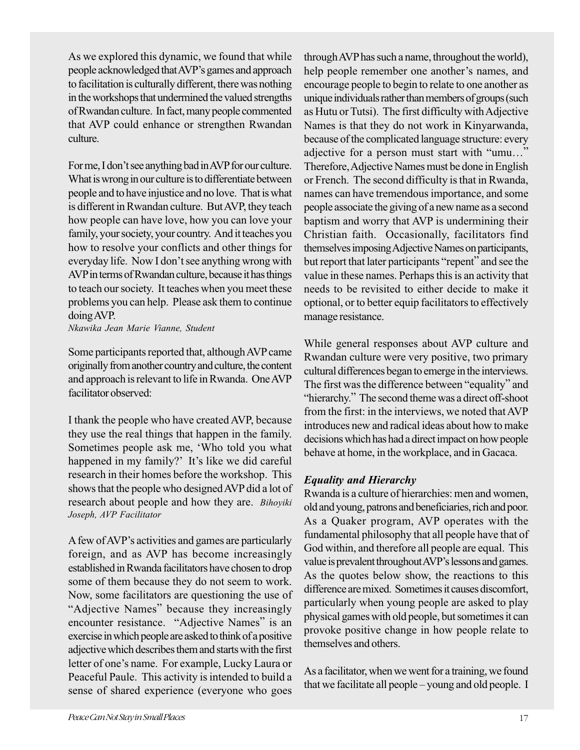As we explored this dynamic, we found that while people acknowledged that AVP's games and approach to facilitation is culturally different, there was nothing in the workshops that undermined the valued strengths of Rwandan culture. In fact, many people commented that AVP could enhance or strengthen Rwandan culture.

For me, I don't see anything bad in AVP for our culture. What is wrong in our culture is to differentiate between people and to have injustice and no love. That is what is different in Rwandan culture. But AVP, they teach how people can have love, how you can love your family, your society, your country. And it teaches you how to resolve your conflicts and other things for everyday life. Now I don't see anything wrong with AVP in terms of Rwandan culture, because it has things to teach our society. It teaches when you meet these problems you can help. Please ask them to continue doing AVP.
*Nkawika Jean Marie Vianne, Student*

Some participants reported that, although AVP came originally from another country and culture, the content and approach is relevant to life in Rwanda. One AVP facilitator observed:

I thank the people who have created AVP, because they use the real things that happen in the family. Sometimes people ask me, 'Who told you what happened in my family?' It's like we did careful research in their homes before the workshop. This shows that the people who designed AVP did a lot of research about people and how they are. *Bihoyiki Joseph, AVP Facilitator*

A few of AVP's activities and games are particularly foreign, and as AVP has become increasingly established in Rwanda facilitators have chosen to drop some of them because they do not seem to work. Now, some facilitators are questioning the use of "Adjective Names" because they increasingly encounter resistance. "Adjective Names" is an exercise in which people are asked to think of a positive adjective which describes them and starts with the first letter of one's name. For example, Lucky Laura or Peaceful Paule. This activity is intended to build a sense of shared experience (everyone who goes through AVP has such a name, throughout the world), help people remember one another's names, and encourage people to begin to relate to one another as unique individuals rather than members of groups (such as Hutu or Tutsi). The first difficulty with Adjective Names is that they do not work in Kinyarwanda, because of the complicated language structure: every adjective for a person must start with "umu…" Therefore, Adjective Names must be done in English or French. The second difficulty is that in Rwanda, names can have tremendous importance, and some people associate the giving of a new name as a second baptism and worry that AVP is undermining their Christian faith. Occasionally, facilitators find themselves imposing Adjective Names on participants, but report that later participants "repent" and see the value in these names. Perhaps this is an activity that needs to be revisited to either decide to make it optional, or to better equip facilitators to effectively manage resistance.

While general responses about AVP culture and Rwandan culture were very positive, two primary cultural differences began to emerge in the interviews. The first was the difference between "equality" and "hierarchy." The second theme was a direct off-shoot from the first: in the interviews, we noted that AVP introduces new and radical ideas about how to make decisions which has had a direct impact on how people behave at home, in the workplace, and in Gacaca.

### *Equality and Hierarchy*

Rwanda is a culture of hierarchies: men and women, old and young, patrons and beneficiaries, rich and poor. As a Quaker program, AVP operates with the fundamental philosophy that all people have that of God within, and therefore all people are equal. This value is prevalent throughout AVP's lessons and games. As the quotes below show, the reactions to this difference are mixed. Sometimes it causes discomfort, particularly when young people are asked to play physical games with old people, but sometimes it can provoke positive change in how people relate to themselves and others.

As a facilitator, when we went for a training, we found that we facilitate all people – young and old people. I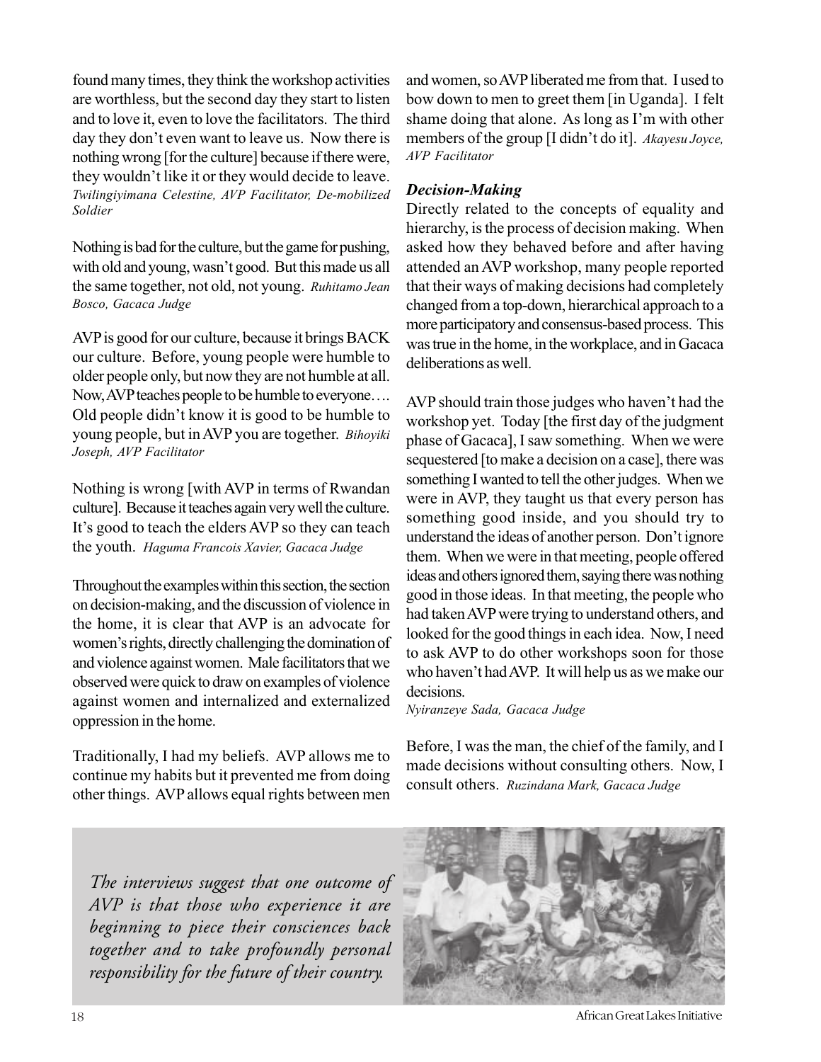found many times, they think the workshop activities are worthless, but the second day they start to listen and to love it, even to love the facilitators. The third day they don't even want to leave us. Now there is nothing wrong [for the culture] because if there were, they wouldn't like it or they would decide to leave. *Twilingiyimana Celestine, AVP Facilitator, De-mobilized Soldier*

Nothing is bad for the culture, but the game for pushing, with old and young, wasn't good. But this made us all the same together, not old, not young. *Ruhitamo Jean Bosco, Gacaca Judge*

AVP is good for our culture, because it brings BACK our culture. Before, young people were humble to older people only, but now they are not humble at all. Now, AVP teaches people to be humble to everyone…. Old people didn't know it is good to be humble to young people, but in AVP you are together. *Bihoyiki Joseph, AVP Facilitator*

Nothing is wrong [with AVP in terms of Rwandan culture]. Because it teaches again very well the culture. It's good to teach the elders AVP so they can teach the youth. *Haguma Francois Xavier, Gacaca Judge*

Throughout the examples within this section, the section on decision-making, and the discussion of violence in the home, it is clear that AVP is an advocate for women's rights, directly challenging the domination of and violence against women. Male facilitators that we observed were quick to draw on examples of violence against women and internalized and externalized oppression in the home.

Traditionally, I had my beliefs. AVP allows me to continue my habits but it prevented me from doing other things. AVP allows equal rights between men and women, so AVP liberated me from that. I used to bow down to men to greet them [in Uganda]. I felt shame doing that alone. As long as I'm with other members of the group [I didn't do it]. *Akayesu Joyce, AVP Facilitator*

### *Decision-Making*

Directly related to the concepts of equality and hierarchy, is the process of decision making. When asked how they behaved before and after having attended an AVP workshop, many people reported that their ways of making decisions had completely changed from a top-down, hierarchical approach to a more participatory and consensus-based process. This was true in the home, in the workplace, and in Gacaca deliberations as well.

AVP should train those judges who haven't had the workshop yet. Today [the first day of the judgment phase of Gacaca], I saw something. When we were sequestered [to make a decision on a case], there was something I wanted to tell the other judges. When we were in AVP, they taught us that every person has something good inside, and you should try to understand the ideas of another person. Don't ignore them. When we were in that meeting, people offered ideas and others ignored them, saying there was nothing good in those ideas. In that meeting, the people who had taken AVP were trying to understand others, and looked for the good things in each idea. Now, I need to ask AVP to do other workshops soon for those who haven't had AVP. It will help us as we make our decisions.
*Nyiranzeye Sada, Gacaca Judge*

Before, I was the man, the chief of the family, and I made decisions without consulting others. Now, I consult others. *Ruzindana Mark, Gacaca Judge*

*The interviews suggest that one outcome of AVP is that those who experience it are beginning to piece their consciences back together and to take profoundly personal responsibility for the future of their country.*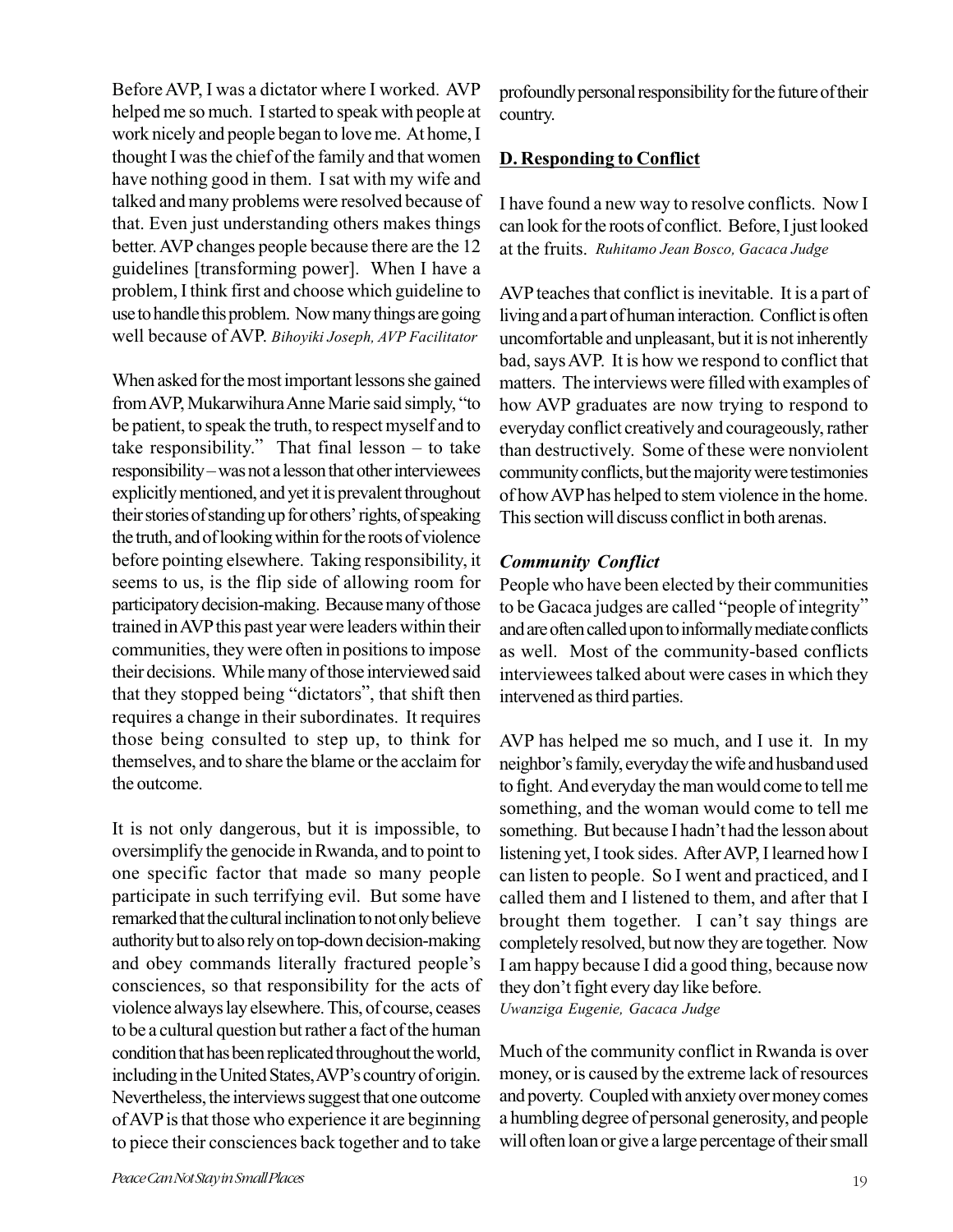Before AVP, I was a dictator where I worked. AVP helped me so much. I started to speak with people at work nicely and people began to love me. At home, I thought I was the chief of the family and that women have nothing good in them. I sat with my wife and talked and many problems were resolved because of that. Even just understanding others makes things better. AVP changes people because there are the 12 guidelines [transforming power]. When I have a problem, I think first and choose which guideline to use to handle this problem. Now many things are going well because of AVP. *Bihoyiki Joseph, AVP Facilitator*

When asked for the most important lessons she gained from AVP, Mukarwihura Anne Marie said simply, "to be patient, to speak the truth, to respect myself and to take responsibility." That final lesson – to take responsibility – was not a lesson that other interviewees explicitly mentioned, and yet it is prevalent throughout their stories of standing up for others' rights, of speaking the truth, and of looking within for the roots of violence before pointing elsewhere. Taking responsibility, it seems to us, is the flip side of allowing room for participatory decision-making. Because many of those trained in AVP this past year were leaders within their communities, they were often in positions to impose their decisions. While many of those interviewed said that they stopped being "dictators", that shift then requires a change in their subordinates. It requires those being consulted to step up, to think for themselves, and to share the blame or the acclaim for the outcome.

It is not only dangerous, but it is impossible, to oversimplify the genocide in Rwanda, and to point to one specific factor that made so many people participate in such terrifying evil. But some have remarked that the cultural inclination to not only believe authority but to also rely on top-down decision-making and obey commands literally fractured people's consciences, so that responsibility for the acts of violence always lay elsewhere. This, of course, ceases to be a cultural question but rather a fact of the human condition that has been replicated throughout the world, including in the United States, AVP's country of origin. Nevertheless, the interviews suggest that one outcome of AVP is that those who experience it are beginning to piece their consciences back together and to take profoundly personal responsibility for the future of their country.

## D. Responding to Conflict

I have found a new way to resolve conflicts. Now I can look for the roots of conflict. Before, I just looked at the fruits. *Ruhitamo Jean Bosco, Gacaca Judge*

AVP teaches that conflict is inevitable. It is a part of living and a part of human interaction. Conflict is often uncomfortable and unpleasant, but it is not inherently bad, says AVP. It is how we respond to conflict that matters. The interviews were filled with examples of how AVP graduates are now trying to respond to everyday conflict creatively and courageously, rather than destructively. Some of these were nonviolent community conflicts, but the majority were testimonies of how AVP has helped to stem violence in the home. This section will discuss conflict in both arenas.

### *Community Conflict*

People who have been elected by their communities to be Gacaca judges are called "people of integrity" and are often called upon to informally mediate conflicts as well. Most of the community-based conflicts interviewees talked about were cases in which they intervened as third parties.

AVP has helped me so much, and I use it. In my neighbor's family, everyday the wife and husband used to fight. And everyday the man would come to tell me something, and the woman would come to tell me something. But because I hadn't had the lesson about listening yet, I took sides. After AVP, I learned how I can listen to people. So I went and practiced, and I called them and I listened to them, and after that I brought them together. I can't say things are completely resolved, but now they are together. Now I am happy because I did a good thing, because now they don't fight every day like before.
*Uwanziga Eugenie, Gacaca Judge*

Much of the community conflict in Rwanda is over money, or is caused by the extreme lack of resources and poverty. Coupled with anxiety over money comes a humbling degree of personal generosity, and people will often loan or give a large percentage of their small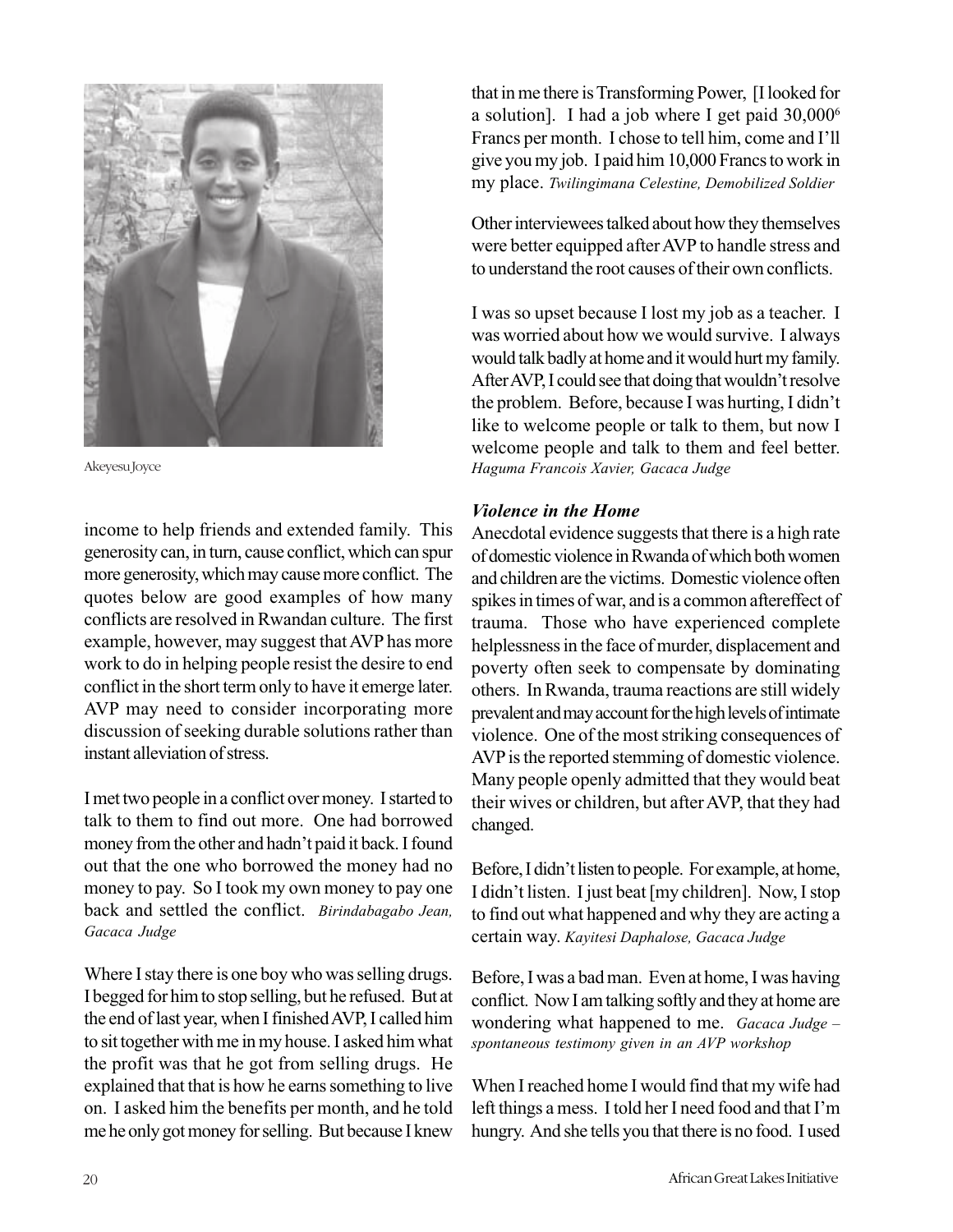Akeyesu Joyce

income to help friends and extended family. This generosity can, in turn, cause conflict, which can spur more generosity, which may cause more conflict. The quotes below are good examples of how many conflicts are resolved in Rwandan culture. The first example, however, may suggest that AVP has more work to do in helping people resist the desire to end conflict in the short term only to have it emerge later. AVP may need to consider incorporating more discussion of seeking durable solutions rather than instant alleviation of stress.

I met two people in a conflict over money. I started to talk to them to find out more. One had borrowed money from the other and hadn't paid it back. I found out that the one who borrowed the money had no money to pay. So I took my own money to pay one back and settled the conflict. *Birindabagabo Jean, Gacaca Judge*

Where I stay there is one boy who was selling drugs. I begged for him to stop selling, but he refused. But at the end of last year, when I finished AVP, I called him to sit together with me in my house. I asked him what the profit was that he got from selling drugs. He explained that that is how he earns something to live on. I asked him the benefits per month, and he told me he only got money for selling. But because I knew that in me there is Transforming Power, [I looked for a solution]. I had a job where I get paid 30,000[6] Francs per month. I chose to tell him, come and I'll give you my job. I paid him 10,000 Francs to work in my place. *Twilingimana Celestine, Demobilized Soldier*

Other interviewees talked about how they themselves were better equipped after AVP to handle stress and to understand the root causes of their own conflicts.

I was so upset because I lost my job as a teacher. I was worried about how we would survive. I always would talk badly at home and it would hurt my family. After AVP, I could see that doing that wouldn't resolve the problem. Before, because I was hurting, I didn't like to welcome people or talk to them, but now I welcome people and talk to them and feel better. *Haguma Francois Xavier, Gacaca Judge*

### *Violence in the Home*

Anecdotal evidence suggests that there is a high rate of domestic violence in Rwanda of which both women and children are the victims. Domestic violence often spikes in times of war, and is a common aftereffect of trauma. Those who have experienced complete helplessness in the face of murder, displacement and poverty often seek to compensate by dominating others. In Rwanda, trauma reactions are still widely prevalent and may account for the high levels of intimate violence. One of the most striking consequences of AVP is the reported stemming of domestic violence. Many people openly admitted that they would beat their wives or children, but after AVP, that they had changed.

Before, I didn't listen to people. For example, at home, I didn't listen. I just beat [my children]. Now, I stop to find out what happened and why they are acting a certain way. *Kayitesi Daphalose, Gacaca Judge*

Before, I was a bad man. Even at home, I was having conflict. Now I am talking softly and they at home are wondering what happened to me. *Gacaca Judge – spontaneous testimony given in an AVP workshop*

When I reached home I would find that my wife had left things a mess. I told her I need food and that I'm hungry. And she tells you that there is no food. I used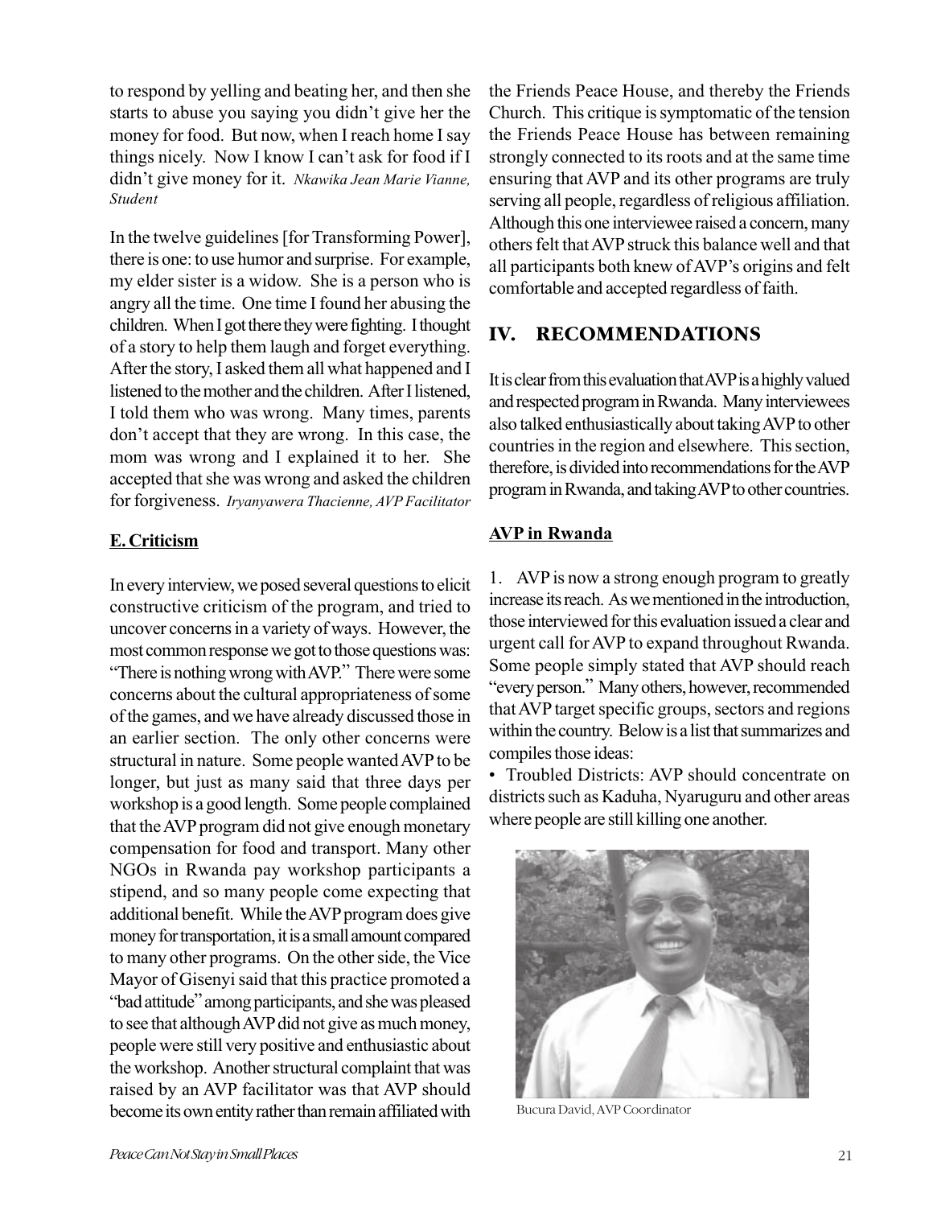to respond by yelling and beating her, and then she starts to abuse you saying you didn't give her the money for food. But now, when I reach home I say things nicely. Now I know I can't ask for food if I didn't give money for it. *Nkawika Jean Marie Vianne, Student*

In the twelve guidelines [for Transforming Power], there is one: to use humor and surprise. For example, my elder sister is a widow. She is a person who is angry all the time. One time I found her abusing the children. When I got there they were fighting. I thought of a story to help them laugh and forget everything. After the story, I asked them all what happened and I listened to the mother and the children. After I listened, I told them who was wrong. Many times, parents don't accept that they are wrong. In this case, the mom was wrong and I explained it to her. She accepted that she was wrong and asked the children for forgiveness. *Iryanyawera Thacienne, AVP Facilitator*

### E. Criticism

In every interview, we posed several questions to elicit constructive criticism of the program, and tried to uncover concerns in a variety of ways. However, the most common response we got to those questions was: "There is nothing wrong with AVP." There were some concerns about the cultural appropriateness of some of the games, and we have already discussed those in an earlier section. The only other concerns were structural in nature. Some people wanted AVP to be longer, but just as many said that three days per workshop is a good length. Some people complained that the AVP program did not give enough monetary compensation for food and transport. Many other NGOs in Rwanda pay workshop participants a stipend, and so many people come expecting that additional benefit. While the AVP program does give money for transportation, it is a small amount compared to many other programs. On the other side, the Vice Mayor of Gisenyi said that this practice promoted a "bad attitude" among participants, and she was pleased to see that although AVP did not give as much money, people were still very positive and enthusiastic about the workshop. Another structural complaint that was raised by an AVP facilitator was that AVP should become its own entity rather than remain affiliated with the Friends Peace House, and thereby the Friends Church. This critique is symptomatic of the tension the Friends Peace House has between remaining strongly connected to its roots and at the same time ensuring that AVP and its other programs are truly serving all people, regardless of religious affiliation. Although this one interviewee raised a concern, many others felt that AVP struck this balance well and that all participants both knew of AVP's origins and felt comfortable and accepted regardless of faith.

## IV. RECOMMENDATIONS

It is clear from this evaluation that AVP is a highly valued and respected program in Rwanda. Many interviewees also talked enthusiastically about taking AVP to other countries in the region and elsewhere. This section, therefore, is divided into recommendations for the AVP program in Rwanda, and taking AVP to other countries.

### AVP in Rwanda

1. AVP is now a strong enough program to greatly increase its reach. As we mentioned in the introduction, those interviewed for this evaluation issued a clear and urgent call for AVP to expand throughout Rwanda. Some people simply stated that AVP should reach "every person." Many others, however, recommended that AVP target specific groups, sectors and regions within the country. Below is a list that summarizes and compiles those ideas:

- Troubled Districts: AVP should concentrate on districts such as Kaduha, Nyaruguru and other areas where people are still killing one another.

Bucura David, AVP Coordinator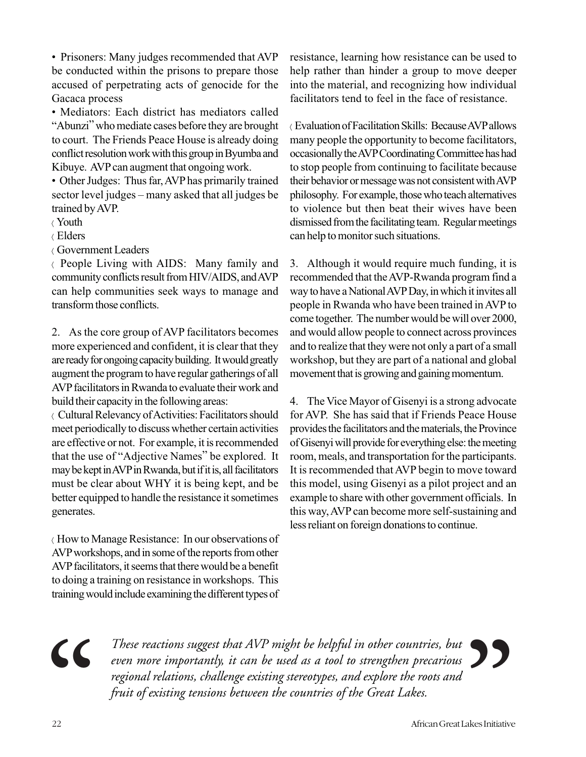- Prisoners: Many judges recommended that AVP be conducted within the prisons to prepare those accused of perpetrating acts of genocide for the Gacaca process
- Mediators: Each district has mediators called "Abunzi" who mediate cases before they are brought to court. The Friends Peace House is already doing conflict resolution work with this group in Byumba and Kibuye. AVP can augment that ongoing work.
- Other Judges: Thus far, AVP has primarily trained sector level judges – many asked that all judges be trained by AVP.
- Youth
- Elders
- Government Leaders
- People Living with AIDS: Many family and community conflicts result from HIV/AIDS, and AVP can help communities seek ways to manage and transform those conflicts.

2. As the core group of AVP facilitators becomes more experienced and confident, it is clear that they are ready for ongoing capacity building. It would greatly augment the program to have regular gatherings of all AVP facilitators in Rwanda to evaluate their work and build their capacity in the following areas:

- Cultural Relevancy of Activities: Facilitators should meet periodically to discuss whether certain activities are effective or not. For example, it is recommended that the use of "Adjective Names" be explored. It may be kept in AVP in Rwanda, but if it is, all facilitators must be clear about WHY it is being kept, and be better equipped to handle the resistance it sometimes generates.

- How to Manage Resistance: In our observations of AVP workshops, and in some of the reports from other AVP facilitators, it seems that there would be a benefit to doing a training on resistance in workshops. This training would include examining the different types of resistance, learning how resistance can be used to help rather than hinder a group to move deeper into the material, and recognizing how individual facilitators tend to feel in the face of resistance.

- Evaluation of Facilitation Skills: Because AVP allows many people the opportunity to become facilitators, occasionally the AVP Coordinating Committee has had to stop people from continuing to facilitate because their behavior or message was not consistent with AVP philosophy. For example, those who teach alternatives to violence but then beat their wives have been dismissed from the facilitating team. Regular meetings can help to monitor such situations.

3. Although it would require much funding, it is recommended that the AVP-Rwanda program find a way to have a National AVP Day, in which it invites all people in Rwanda who have been trained in AVP to come together. The number would be will over 2000, and would allow people to connect across provinces and to realize that they were not only a part of a small workshop, but they are part of a national and global movement that is growing and gaining momentum.

4. The Vice Mayor of Gisenyi is a strong advocate for AVP. She has said that if Friends Peace House provides the facilitators and the materials, the Province of Gisenyi will provide for everything else: the meeting room, meals, and transportation for the participants. It is recommended that AVP begin to move toward this model, using Gisenyi as a pilot project and an example to share with other government officials. In this way, AVP can become more self-sustaining and less reliant on foreign donations to continue.

> *These reactions suggest that AVP might be helpful in other countries, but even more importantly, it can be used as a tool to strengthen precarious regional relations, challenge existing stereotypes, and explore the roots and fruit of existing tensions between the countries of the Great Lakes.*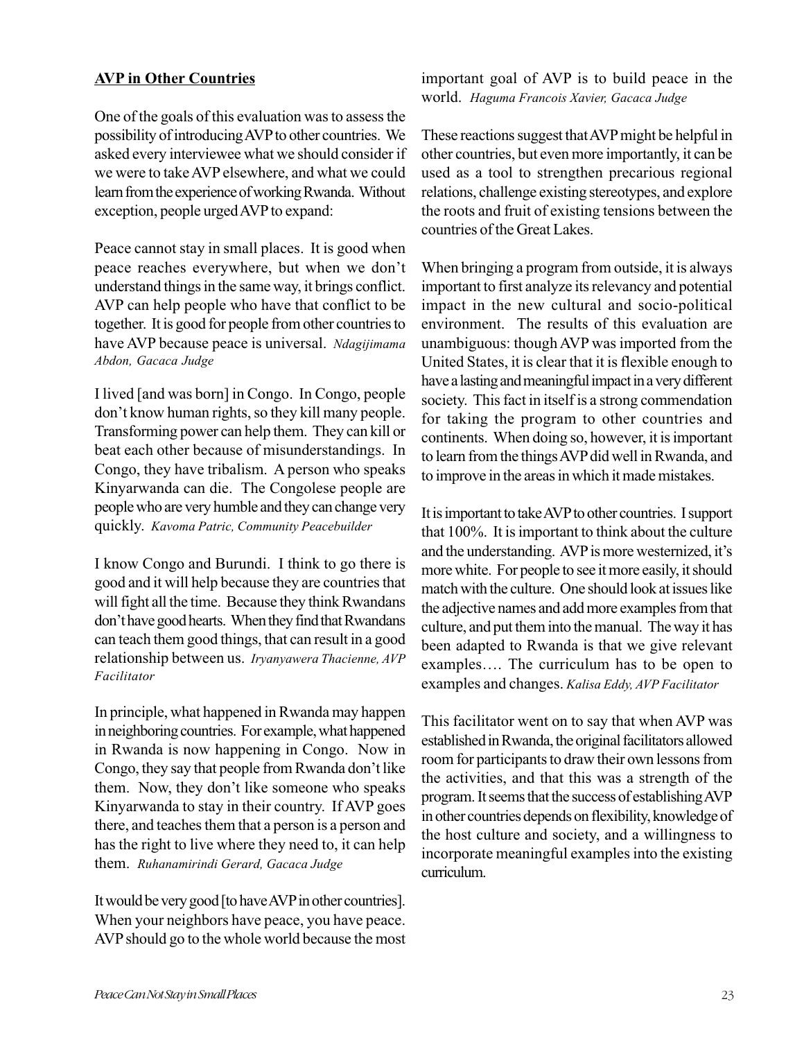## **AVP in Other Countries**

One of the goals of this evaluation was to assess the possibility of introducing AVP to other countries. We asked every interviewee what we should consider if we were to take AVP elsewhere, and what we could learn from the experience of working Rwanda. Without exception, people urged AVP to expand:

Peace cannot stay in small places. It is good when peace reaches everywhere, but when we don't understand things in the same way, it brings conflict. AVP can help people who have that conflict to be together. It is good for people from other countries to have AVP because peace is universal. *Ndagijimama Abdon, Gacaca Judge*

I lived [and was born] in Congo. In Congo, people don't know human rights, so they kill many people. Transforming power can help them. They can kill or beat each other because of misunderstandings. In Congo, they have tribalism. A person who speaks Kinyarwanda can die. The Congolese people are people who are very humble and they can change very quickly. *Kavoma Patric, Community Peacebuilder*

I know Congo and Burundi. I think to go there is good and it will help because they are countries that will fight all the time. Because they think Rwandans don't have good hearts. When they find that Rwandans can teach them good things, that can result in a good relationship between us. *Iryanyawera Thacienne, AVP Facilitator*

In principle, what happened in Rwanda may happen in neighboring countries. For example, what happened in Rwanda is now happening in Congo. Now in Congo, they say that people from Rwanda don't like them. Now, they don't like someone who speaks Kinyarwanda to stay in their country. If AVP goes there, and teaches them that a person is a person and has the right to live where they need to, it can help them. *Ruhanamirindi Gerard, Gacaca Judge*

It would be very good [to have AVP in other countries]. When your neighbors have peace, you have peace. AVP should go to the whole world because the most important goal of AVP is to build peace in the world. *Haguma Francois Xavier, Gacaca Judge*

These reactions suggest that AVP might be helpful in other countries, but even more importantly, it can be used as a tool to strengthen precarious regional relations, challenge existing stereotypes, and explore the roots and fruit of existing tensions between the countries of the Great Lakes.

When bringing a program from outside, it is always important to first analyze its relevancy and potential impact in the new cultural and socio-political environment. The results of this evaluation are unambiguous: though AVP was imported from the United States, it is clear that it is flexible enough to have a lasting and meaningful impact in a very different society. This fact in itself is a strong commendation for taking the program to other countries and continents. When doing so, however, it is important to learn from the things AVP did well in Rwanda, and to improve in the areas in which it made mistakes.

It is important to take AVP to other countries. I support that 100%. It is important to think about the culture and the understanding. AVP is more westernized, it's more white. For people to see it more easily, it should match with the culture. One should look at issues like the adjective names and add more examples from that culture, and put them into the manual. The way it has been adapted to Rwanda is that we give relevant examples…. The curriculum has to be open to examples and changes. *Kalisa Eddy, AVP Facilitator*

This facilitator went on to say that when AVP was established in Rwanda, the original facilitators allowed room for participants to draw their own lessons from the activities, and that this was a strength of the program. It seems that the success of establishing AVP in other countries depends on flexibility, knowledge of the host culture and society, and a willingness to incorporate meaningful examples into the existing curriculum.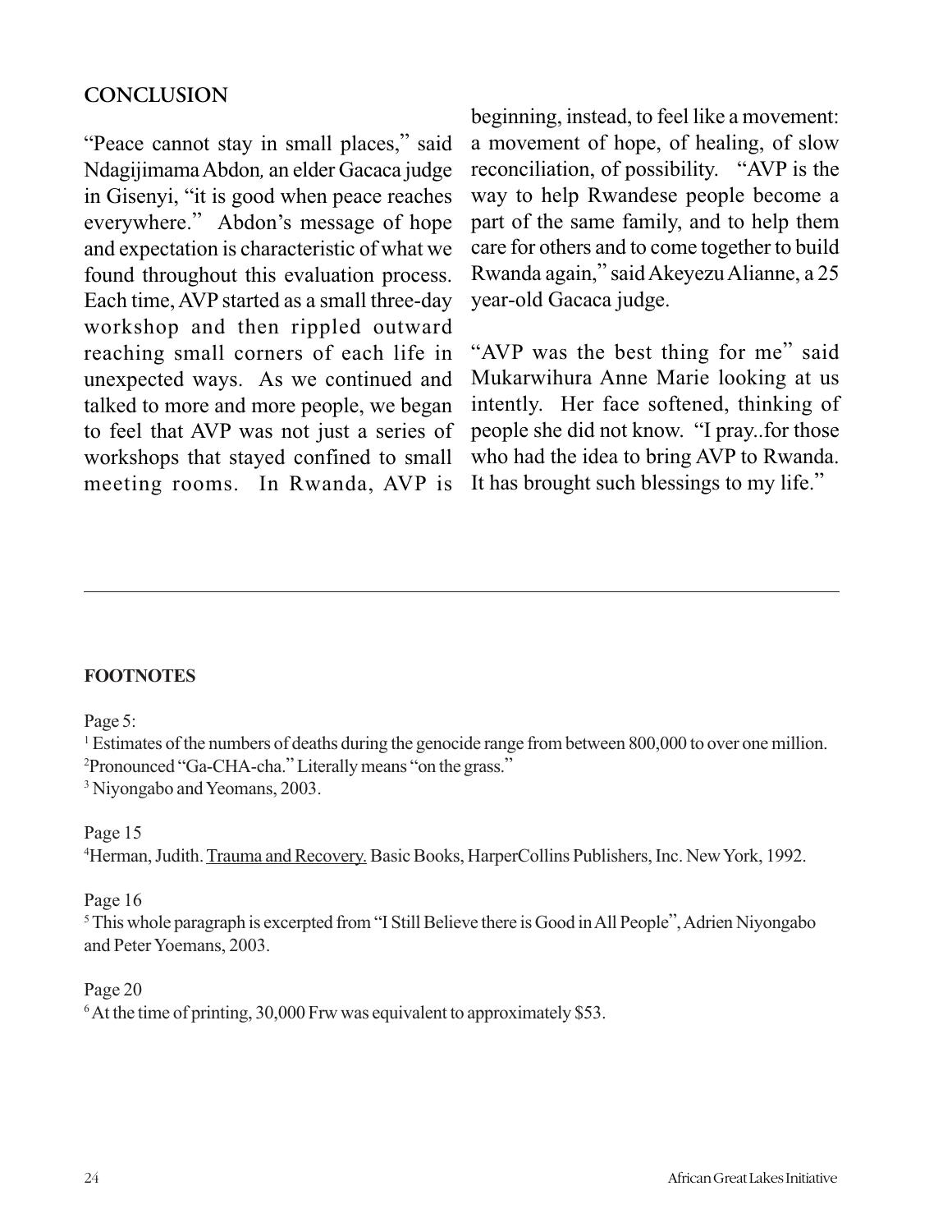## CONCLUSION

"Peace cannot stay in small places," said Ndagijimama Abdon, an elder Gacaca judge in Gisenyi, "it is good when peace reaches everywhere." Abdon's message of hope and expectation is characteristic of what we found throughout this evaluation process. Each time, AVP started as a small three-day workshop and then rippled outward reaching small corners of each life in unexpected ways. As we continued and talked to more and more people, we began to feel that AVP was not just a series of workshops that stayed confined to small meeting rooms. In Rwanda, AVP is beginning, instead, to feel like a movement: a movement of hope, of healing, of slow reconciliation, of possibility. "AVP is the way to help Rwandese people become a part of the same family, and to help them care for others and to come together to build Rwanda again," said Akeyezu Alianne, a 25 year-old Gacaca judge.

"AVP was the best thing for me" said Mukarwihura Anne Marie looking at us intently. Her face softened, thinking of people she did not know. "I pray..for those who had the idea to bring AVP to Rwanda. It has brought such blessings to my life."

---

**FOOTNOTES**

Page 5:

[1] Estimates of the numbers of deaths during the genocide range from between 800,000 to over one million.

[2] Pronounced "Ga-CHA-cha." Literally means "on the grass."

[3] Niyongabo and Yeomans, 2003.

Page 15

[4] Herman, Judith. Trauma and Recovery. Basic Books, HarperCollins Publishers, Inc. New York, 1992.

Page 16

[5] This whole paragraph is excerpted from "I Still Believe there is Good in All People", Adrien Niyongabo and Peter Yoemans, 2003.

Page 20

[6] At the time of printing, 30,000 Frw was equivalent to approximately $53.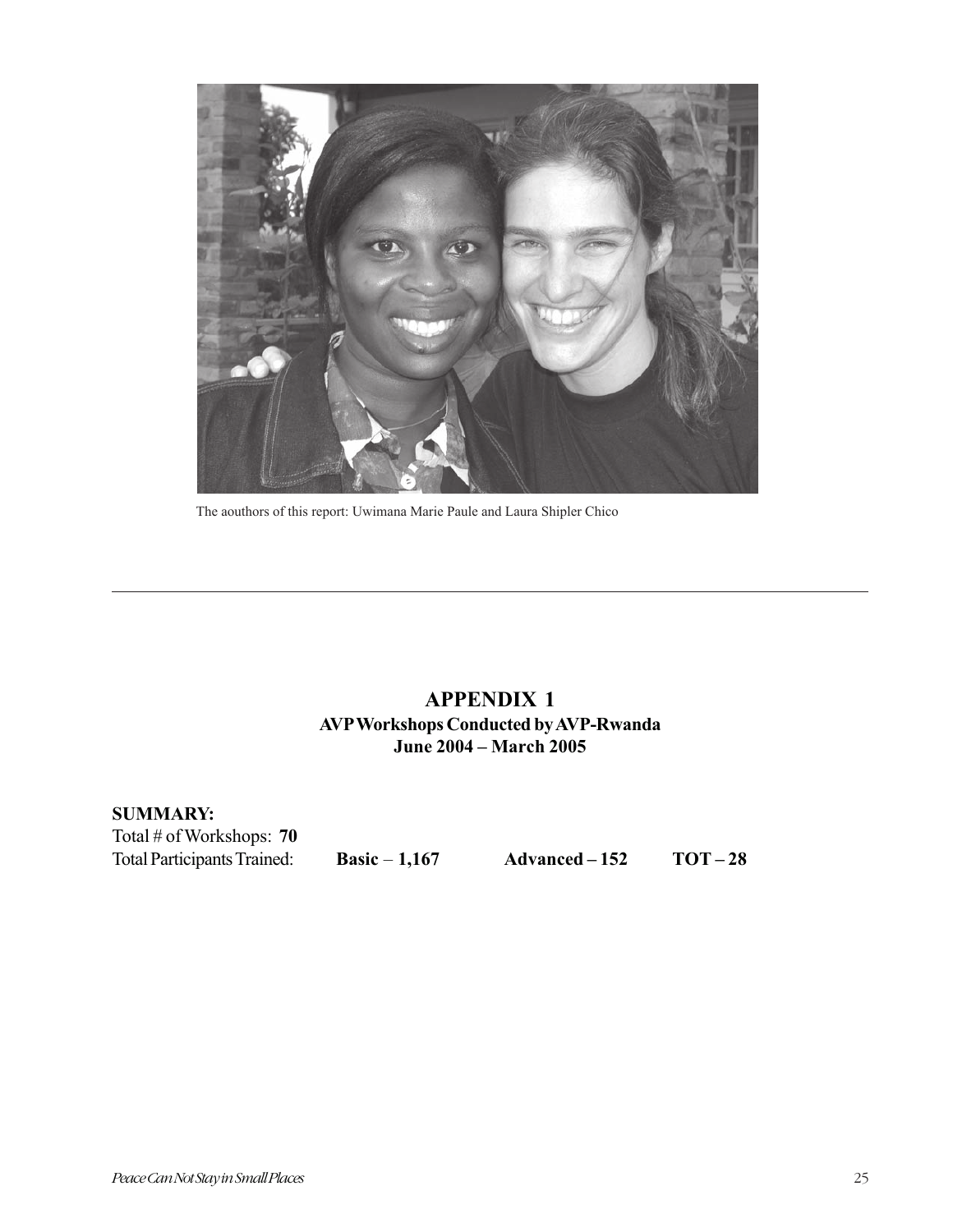The aouthors of this report: Uwimana Marie Paule and Laura Shipler Chico

---

# APPENDIX 1

## AVP Workshops Conducted by AVP-Rwanda
## June 2004 – March 2005

**SUMMARY:**

Total # of Workshops: **70**

Total Participants Trained: **Basic – 1,167** **Advanced – 152** **TOT – 28**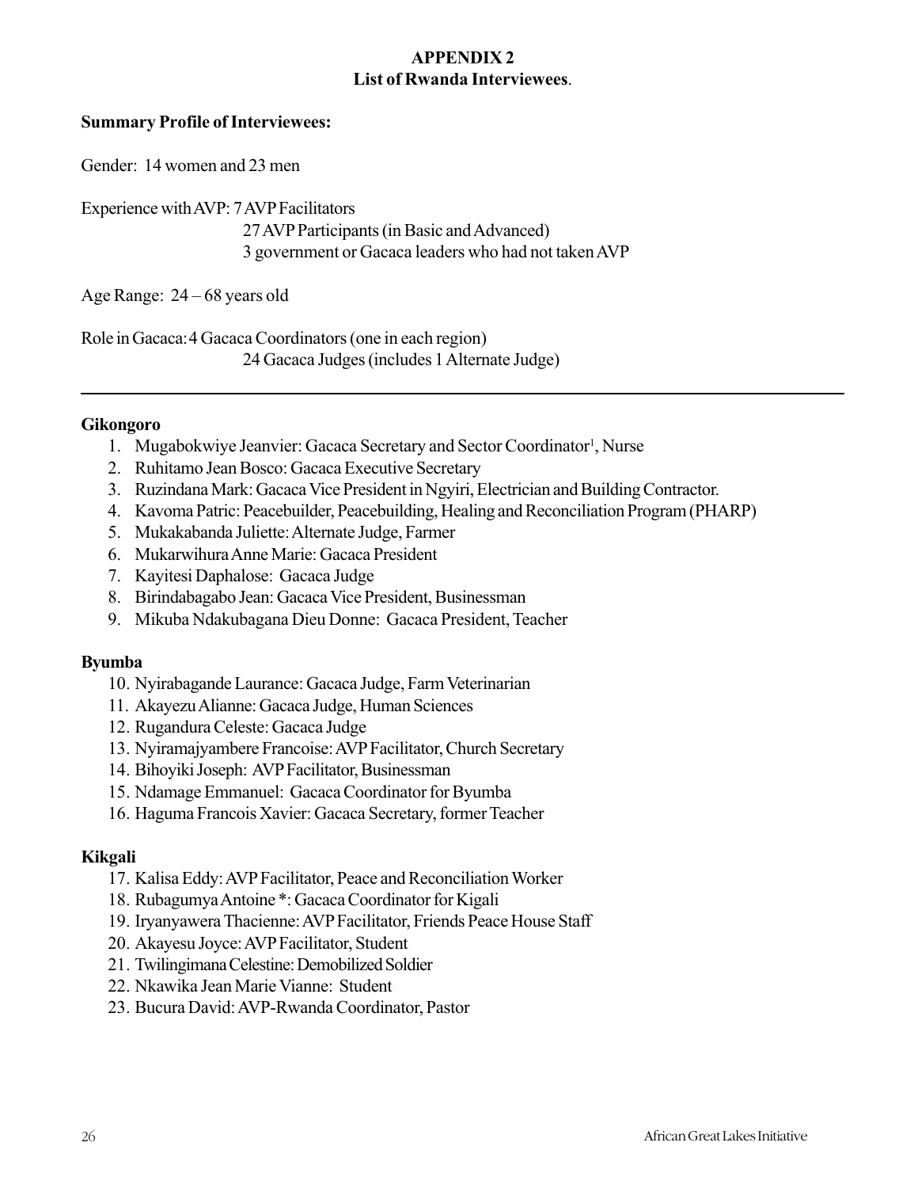## APPENDIX 2
## List of Rwanda Interviewees.

**Summary Profile of Interviewees:**

Gender: 14 women and 23 men

Experience with AVP: 7 AVP Facilitators
27 AVP Participants (in Basic and Advanced)
3 government or Gacaca leaders who had not taken AVP

Age Range: 24 – 68 years old

Role in Gacaca: 4 Gacaca Coordinators (one in each region)
24 Gacaca Judges (includes 1 Alternate Judge)

---

**Gikongoro**

1. Mugabokwiye Jeanvier: Gacaca Secretary and Sector Coordinator[1], Nurse
2. Ruhitamo Jean Bosco: Gacaca Executive Secretary
3. Ruzindana Mark: Gacaca Vice President in Ngyiri, Electrician and Building Contractor.
4. Kavoma Patric: Peacebuilder, Peacebuilding, Healing and Reconciliation Program (PHARP)
5. Mukakabanda Juliette: Alternate Judge, Farmer
6. Mukarwihura Anne Marie: Gacaca President
7. Kayitesi Daphalose: Gacaca Judge
8. Birindabagabo Jean: Gacaca Vice President, Businessman
9. Mikuba Ndakubagana Dieu Donne: Gacaca President, Teacher

**Byumba**

10. Nyirabagande Laurance: Gacaca Judge, Farm Veterinarian
11. Akayezu Alianne: Gacaca Judge, Human Sciences
12. Rugandura Celeste: Gacaca Judge
13. Nyiramajyambere Francoise: AVP Facilitator, Church Secretary
14. Bihoyiki Joseph: AVP Facilitator, Businessman
15. Ndamage Emmanuel: Gacaca Coordinator for Byumba
16. Haguma Francois Xavier: Gacaca Secretary, former Teacher

**Kikgali**

17. Kalisa Eddy: AVP Facilitator, Peace and Reconciliation Worker
18. Rubagumya Antoine *: Gacaca Coordinator for Kigali
19. Iryanyawera Thacienne: AVP Facilitator, Friends Peace House Staff
20. Akayesu Joyce: AVP Facilitator, Student
21. Twilingimana Celestine: Demobilized Soldier
22. Nkawika Jean Marie Vianne: Student
23. Bucura David: AVP-Rwanda Coordinator, Pastor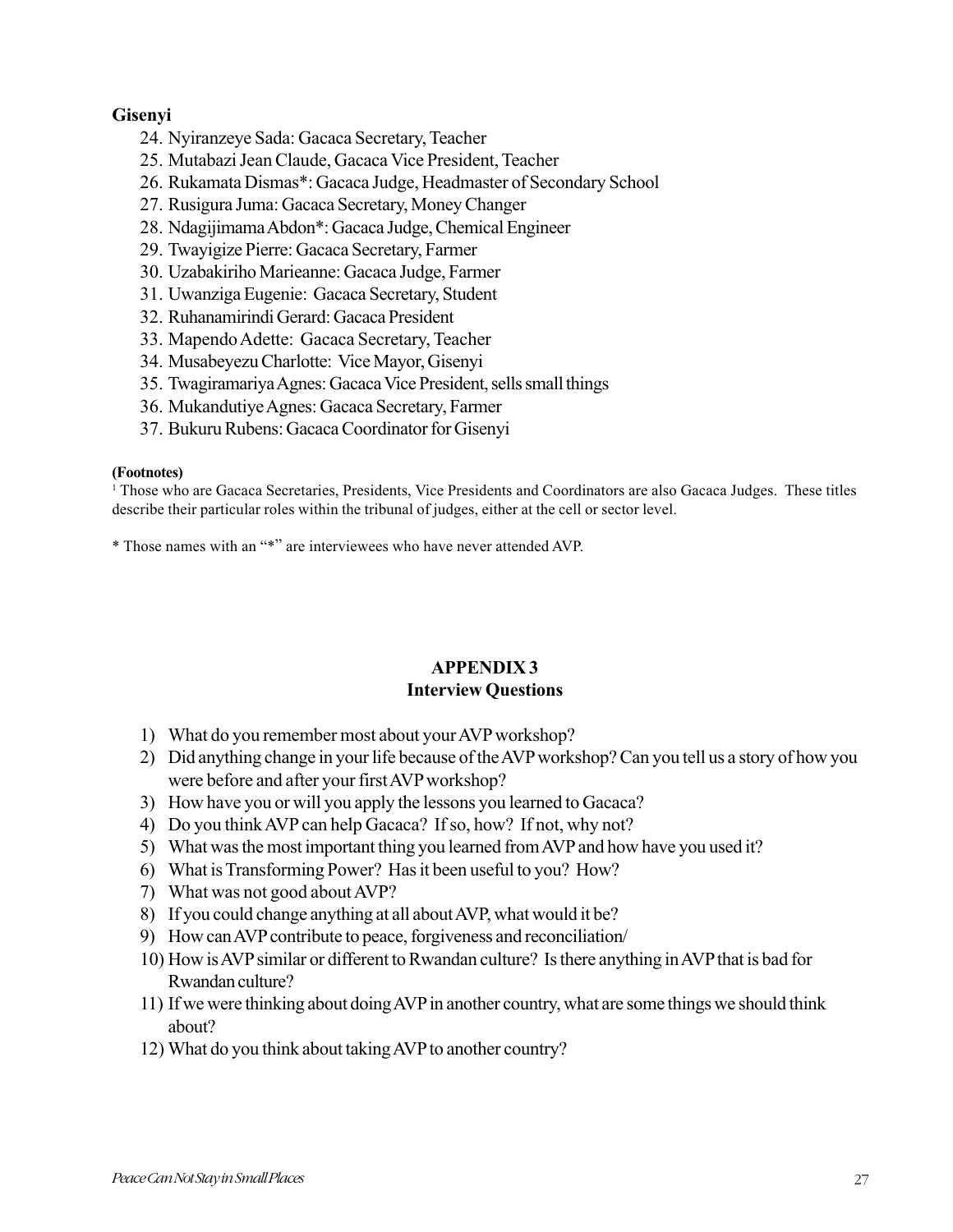**Gisenyi**

24. Nyiranzeye Sada: Gacaca Secretary, Teacher
25. Mutabazi Jean Claude, Gacaca Vice President, Teacher
26. Rukamata Dismas*: Gacaca Judge, Headmaster of Secondary School
27. Rusigura Juma: Gacaca Secretary, Money Changer
28. Ndagijimama Abdon*: Gacaca Judge, Chemical Engineer
29. Twayigize Pierre: Gacaca Secretary, Farmer
30. Uzabakiriho Marieanne: Gacaca Judge, Farmer
31. Uwanziga Eugenie: Gacaca Secretary, Student
32. Ruhanamirindi Gerard: Gacaca President
33. Mapendo Adette: Gacaca Secretary, Teacher
34. Musabeyezu Charlotte: Vice Mayor, Gisenyi
35. Twagiramariya Agnes: Gacaca Vice President, sells small things
36. Mukandutiye Agnes: Gacaca Secretary, Farmer
37. Bukuru Rubens: Gacaca Coordinator for Gisenyi

**(Footnotes)**

[1] Those who are Gacaca Secretaries, Presidents, Vice Presidents and Coordinators are also Gacaca Judges. These titles describe their particular roles within the tribunal of judges, either at the cell or sector level.

\* Those names with an "*" are interviewees who have never attended AVP.

## APPENDIX 3
## Interview Questions

1) What do you remember most about your AVP workshop?
2) Did anything change in your life because of the AVP workshop? Can you tell us a story of how you were before and after your first AVP workshop?
3) How have you or will you apply the lessons you learned to Gacaca?
4) Do you think AVP can help Gacaca? If so, how? If not, why not?
5) What was the most important thing you learned from AVP and how have you used it?
6) What is Transforming Power? Has it been useful to you? How?
7) What was not good about AVP?
8) If you could change anything at all about AVP, what would it be?
9) How can AVP contribute to peace, forgiveness and reconciliation/
10) How is AVP similar or different to Rwandan culture? Is there anything in AVP that is bad for Rwandan culture?
11) If we were thinking about doing AVP in another country, what are some things we should think about?
12) What do you think about taking AVP to another country?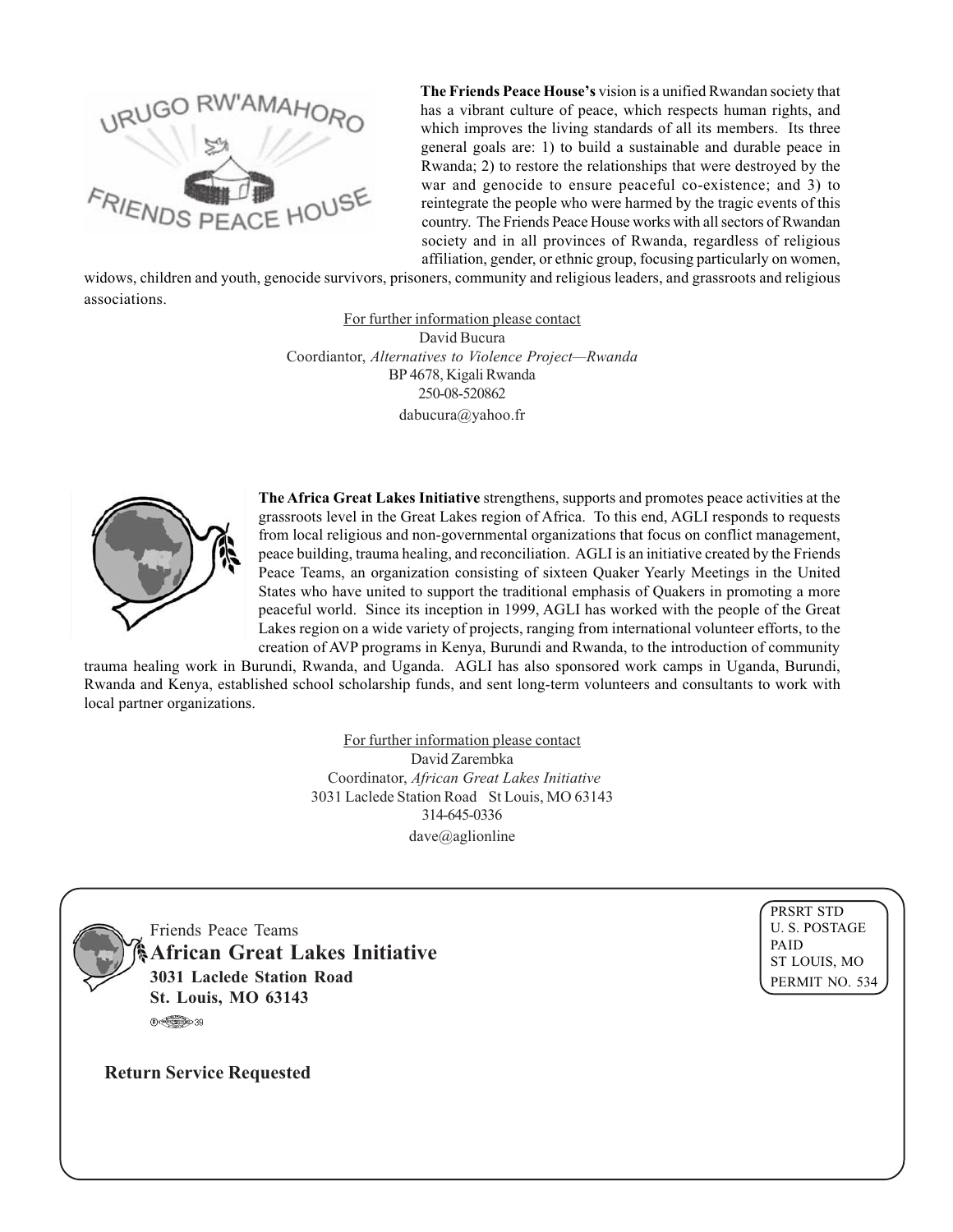URUGO RW'AMAHORO

FRIENDS PEACE HOUSE

**The Friends Peace House's** vision is a unified Rwandan society that has a vibrant culture of peace, which respects human rights, and which improves the living standards of all its members. Its three general goals are: 1) to build a sustainable and durable peace in Rwanda; 2) to restore the relationships that were destroyed by the war and genocide to ensure peaceful co-existence; and 3) to reintegrate the people who were harmed by the tragic events of this country. The Friends Peace House works with all sectors of Rwandan society and in all provinces of Rwanda, regardless of religious affiliation, gender, or ethnic group, focusing particularly on women, widows, children and youth, genocide survivors, prisoners, community and religious leaders, and grassroots and religious associations.

For further information please contact
David Bucura
Coordiantor, *Alternatives to Violence Project—Rwanda*
BP 4678, Kigali Rwanda
250-08-520862
dabucura@yahoo.fr

**The Africa Great Lakes Initiative** strengthens, supports and promotes peace activities at the grassroots level in the Great Lakes region of Africa. To this end, AGLI responds to requests from local religious and non-governmental organizations that focus on conflict management, peace building, trauma healing, and reconciliation. AGLI is an initiative created by the Friends Peace Teams, an organization consisting of sixteen Quaker Yearly Meetings in the United States who have united to support the traditional emphasis of Quakers in promoting a more peaceful world. Since its inception in 1999, AGLI has worked with the people of the Great Lakes region on a wide variety of projects, ranging from international volunteer efforts, to the creation of AVP programs in Kenya, Burundi and Rwanda, to the introduction of community trauma healing work in Burundi, Rwanda, and Uganda. AGLI has also sponsored work camps in Uganda, Burundi, Rwanda and Kenya, established school scholarship funds, and sent long-term volunteers and consultants to work with local partner organizations.

For further information please contact
David Zarembka
Coordinator, *African Great Lakes Initiative*
3031 Laclede Station Road St Louis, MO 63143
314-645-0336
dave@aglionline

Friends Peace Teams
**African Great Lakes Initiative**
**3031 Laclede Station Road**
**St. Louis, MO 63143**

PRSRT STD
U. S. POSTAGE
PAID
ST LOUIS, MO
PERMIT NO. 534

**Return Service Requested**